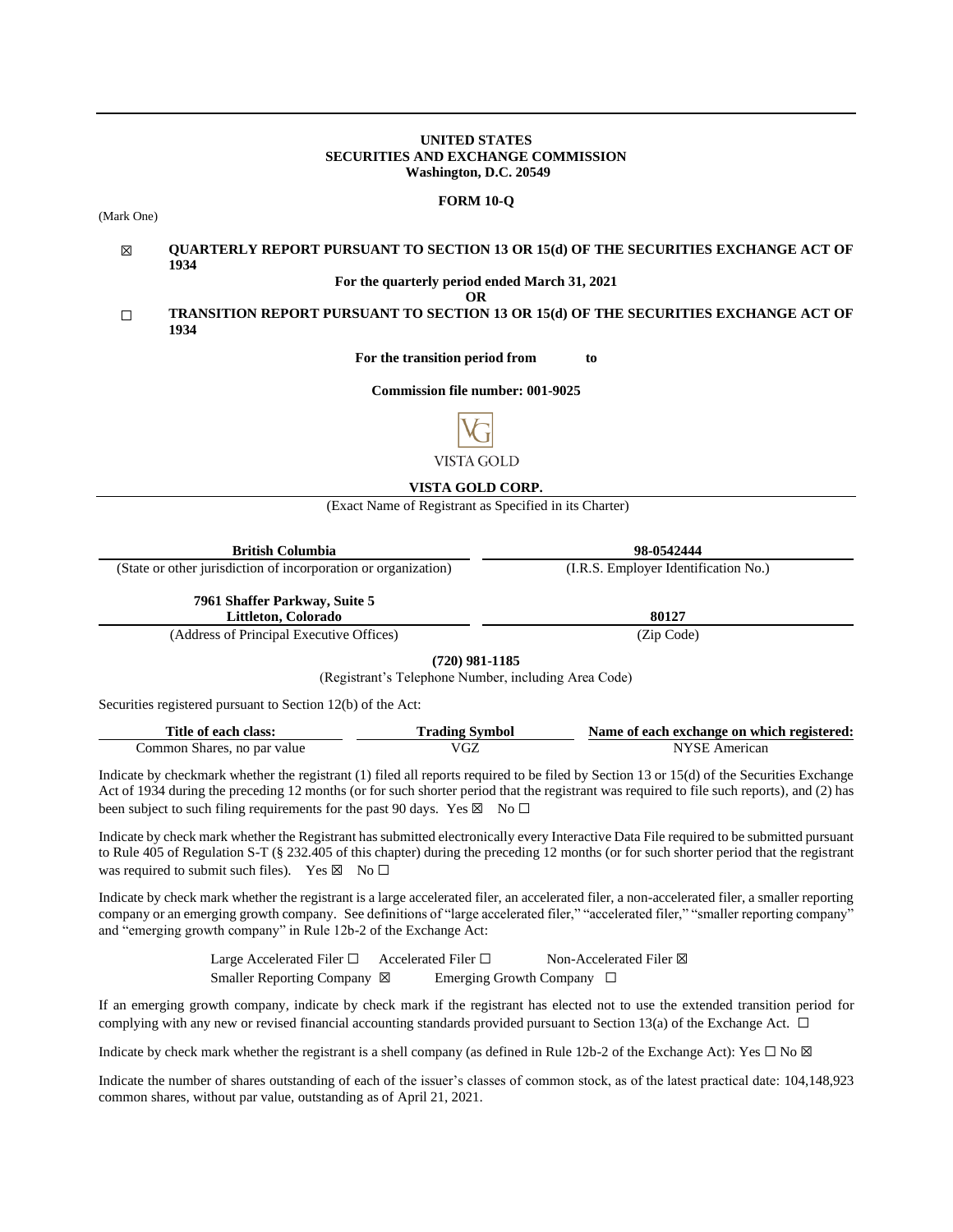**UNITED STATES**
**SECURITIES AND EXCHANGE COMMISSION**
**Washington, D.C. 20549**

**FORM 10-Q**

(Mark One)

☒ **QUARTERLY REPORT PURSUANT TO SECTION 13 OR 15(d) OF THE SECURITIES EXCHANGE ACT OF 1934**

**For the quarterly period ended March 31, 2021**

**OR**

☐ **TRANSITION REPORT PURSUANT TO SECTION 13 OR 15(d) OF THE SECURITIES EXCHANGE ACT OF 1934**

**For the transition period from to**

**Commission file number: 001-9025**

VISTA GOLD

**VISTA GOLD CORP.**

(Exact Name of Registrant as Specified in its Charter)

| **British Columbia** | **98-0542444** |
|---|---|
| (State or other jurisdiction of incorporation or organization) | (I.R.S. Employer Identification No.) |
| **7961 Shaffer Parkway, Suite 5** **Littleton, Colorado** | **80127** |
| (Address of Principal Executive Offices) | (Zip Code) |

**(720) 981-1185**

(Registrant's Telephone Number, including Area Code)

Securities registered pursuant to Section 12(b) of the Act:

| Title of each class: | Trading Symbol | Name of each exchange on which registered: |
|---|---|---|
| Common Shares, no par value | VGZ | NYSE American |

Indicate by checkmark whether the registrant (1) filed all reports required to be filed by Section 13 or 15(d) of the Securities Exchange Act of 1934 during the preceding 12 months (or for such shorter period that the registrant was required to file such reports), and (2) has been subject to such filing requirements for the past 90 days. Yes ☒ No ☐

Indicate by check mark whether the Registrant has submitted electronically every Interactive Data File required to be submitted pursuant to Rule 405 of Regulation S-T (§ 232.405 of this chapter) during the preceding 12 months (or for such shorter period that the registrant was required to submit such files). Yes ☒ No ☐

Indicate by check mark whether the registrant is a large accelerated filer, an accelerated filer, a non-accelerated filer, a smaller reporting company or an emerging growth company. See definitions of "large accelerated filer," "accelerated filer," "smaller reporting company" and "emerging growth company" in Rule 12b-2 of the Exchange Act:

Large Accelerated Filer ☐ Accelerated Filer ☐ Non-Accelerated Filer ☒
Smaller Reporting Company ☒ Emerging Growth Company ☐

If an emerging growth company, indicate by check mark if the registrant has elected not to use the extended transition period for complying with any new or revised financial accounting standards provided pursuant to Section 13(a) of the Exchange Act. ☐

Indicate by check mark whether the registrant is a shell company (as defined in Rule 12b-2 of the Exchange Act): Yes ☐ No ☒

Indicate the number of shares outstanding of each of the issuer's classes of common stock, as of the latest practical date: 104,148,923 common shares, without par value, outstanding as of April 21, 2021.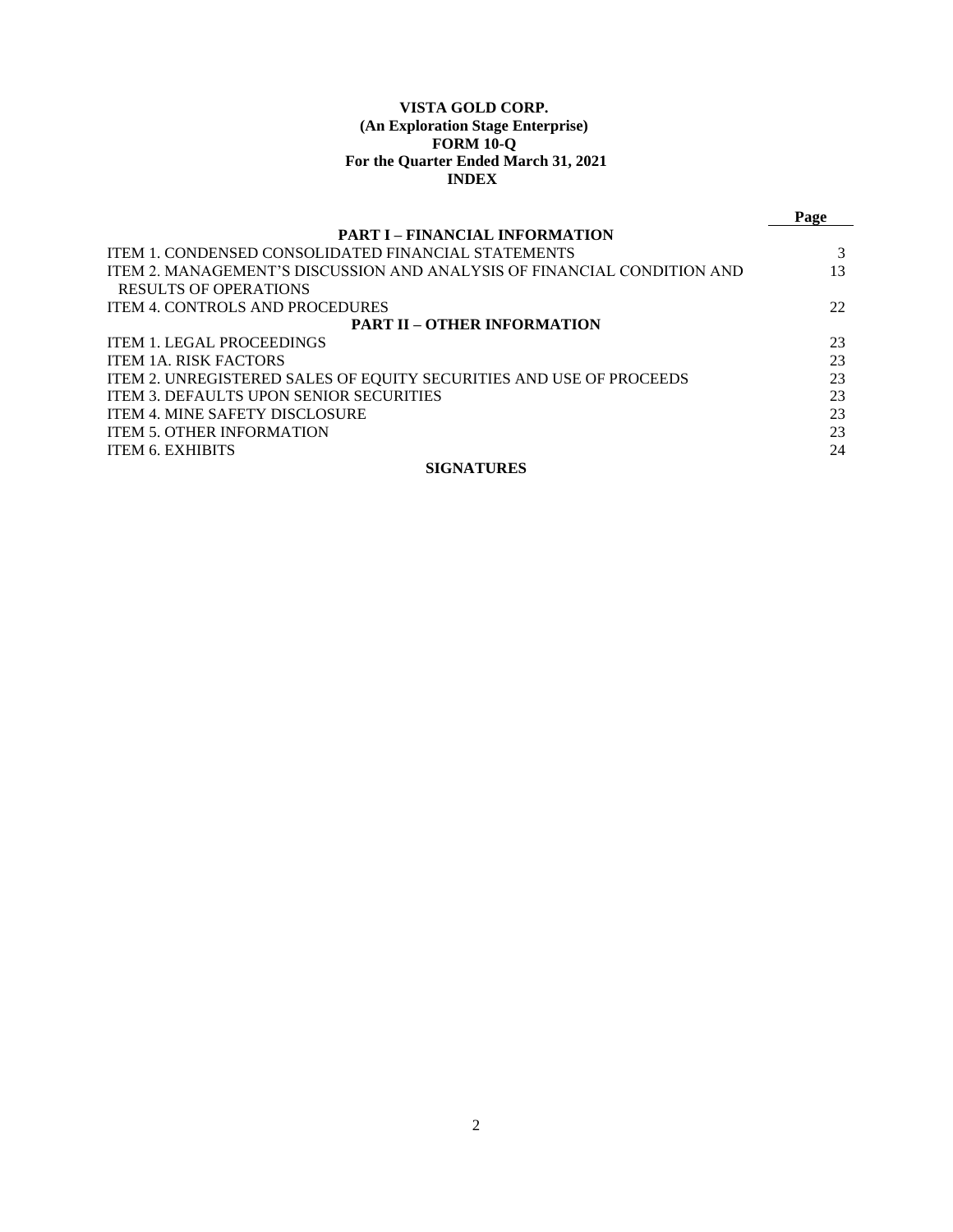**VISTA GOLD CORP.**
**(An Exploration Stage Enterprise)**
**FORM 10-Q**
**For the Quarter Ended March 31, 2021**
**INDEX**

| | Page |
|---|---|
| **PART I – FINANCIAL INFORMATION** | |
| ITEM 1. CONDENSED CONSOLIDATED FINANCIAL STATEMENTS | 3 |
| ITEM 2. MANAGEMENT'S DISCUSSION AND ANALYSIS OF FINANCIAL CONDITION AND RESULTS OF OPERATIONS | 13 |
| ITEM 4. CONTROLS AND PROCEDURES | 22 |
| **PART II – OTHER INFORMATION** | |
| ITEM 1. LEGAL PROCEEDINGS | 23 |
| ITEM 1A. RISK FACTORS | 23 |
| ITEM 2. UNREGISTERED SALES OF EQUITY SECURITIES AND USE OF PROCEEDS | 23 |
| ITEM 3. DEFAULTS UPON SENIOR SECURITIES | 23 |
| ITEM 4. MINE SAFETY DISCLOSURE | 23 |
| ITEM 5. OTHER INFORMATION | 23 |
| ITEM 6. EXHIBITS | 24 |
| **SIGNATURES** | |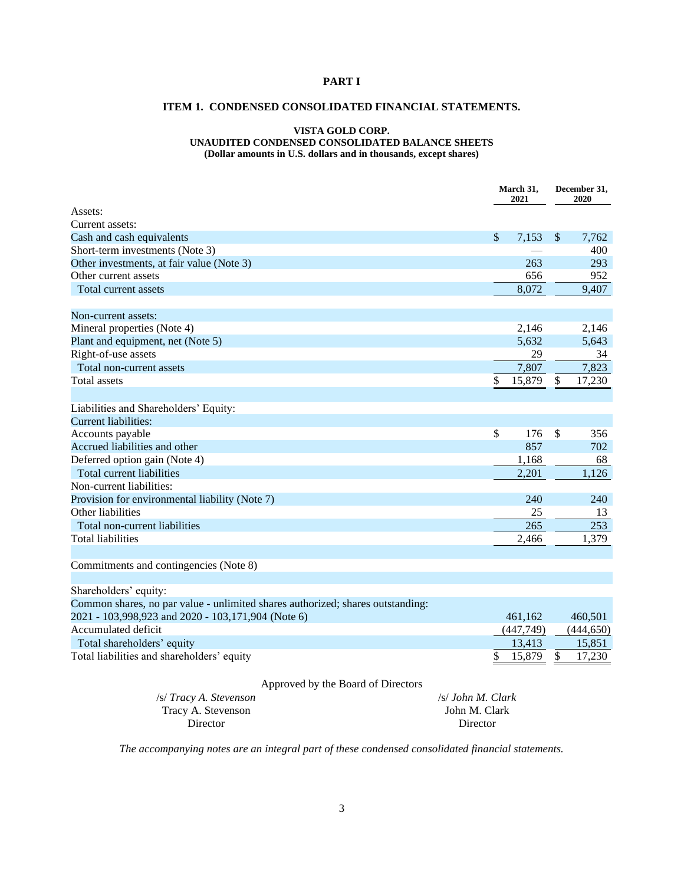# PART I

## ITEM 1. CONDENSED CONSOLIDATED FINANCIAL STATEMENTS.

**VISTA GOLD CORP.**
**UNAUDITED CONDENSED CONSOLIDATED BALANCE SHEETS**
**(Dollar amounts in U.S. dollars and in thousands, except shares)**

| | March 31, 2021 | December 31, 2020 |
|---|---|---|
| Assets: | | |
| Current assets: | | |
| Cash and cash equivalents | $ 7,153 | $ 7,762 |
| Short-term investments (Note 3) | — | 400 |
| Other investments, at fair value (Note 3) | 263 | 293 |
| Other current assets | 656 | 952 |
| Total current assets | 8,072 | 9,407 |
| | | |
| Non-current assets: | | |
| Mineral properties (Note 4) | 2,146 | 2,146 |
| Plant and equipment, net (Note 5) | 5,632 | 5,643 |
| Right-of-use assets | 29 | 34 |
| Total non-current assets | 7,807 | 7,823 |
| Total assets | $ 15,879 | $ 17,230 |
| | | |
| Liabilities and Shareholders' Equity: | | |
| Current liabilities: | | |
| Accounts payable | $ 176 | $ 356 |
| Accrued liabilities and other | 857 | 702 |
| Deferred option gain (Note 4) | 1,168 | 68 |
| Total current liabilities | 2,201 | 1,126 |
| Non-current liabilities: | | |
| Provision for environmental liability (Note 7) | 240 | 240 |
| Other liabilities | 25 | 13 |
| Total non-current liabilities | 265 | 253 |
| Total liabilities | 2,466 | 1,379 |
| | | |
| Commitments and contingencies (Note 8) | | |
| | | |
| Shareholders' equity: | | |
| Common shares, no par value - unlimited shares authorized; shares outstanding: 2021 - 103,998,923 and 2020 - 103,171,904 (Note 6) | 461,162 | 460,501 |
| Accumulated deficit | (447,749) | (444,650) |
| Total shareholders' equity | 13,413 | 15,851 |
| Total liabilities and shareholders' equity | $ 15,879 | $ 17,230 |

Approved by the Board of Directors

/s/ *Tracy A. Stevenson*
Tracy A. Stevenson
Director

/s/ *John M. Clark*
John M. Clark
Director

*The accompanying notes are an integral part of these condensed consolidated financial statements.*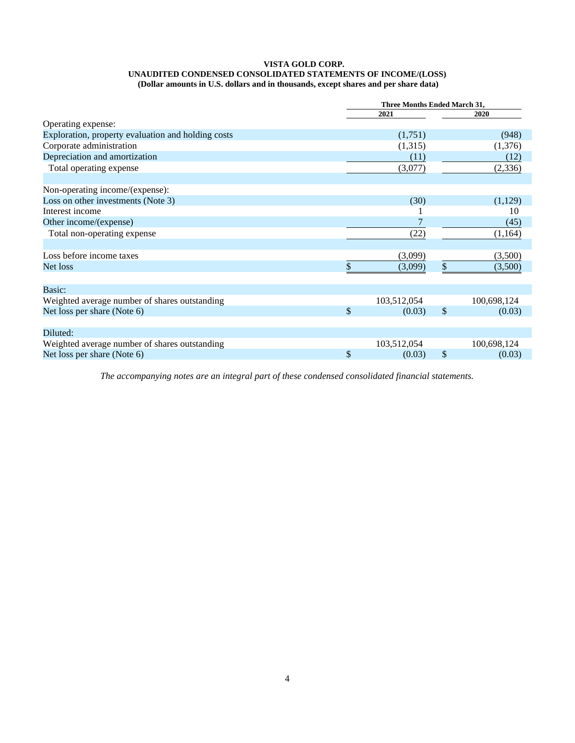**VISTA GOLD CORP.**
**UNAUDITED CONDENSED CONSOLIDATED STATEMENTS OF INCOME/(LOSS)**
**(Dollar amounts in U.S. dollars and in thousands, except shares and per share data)**

| | Three Months Ended March 31, | |
|---|---|---|
| | 2021 | 2020 |
| Operating expense: | | |
| Exploration, property evaluation and holding costs | (1,751) | (948) |
| Corporate administration | (1,315) | (1,376) |
| Depreciation and amortization | (11) | (12) |
| Total operating expense | (3,077) | (2,336) |
| | | |
| Non-operating income/(expense): | | |
| Loss on other investments (Note 3) | (30) | (1,129) |
| Interest income | 1 | 10 |
| Other income/(expense) | 7 | (45) |
| Total non-operating expense | (22) | (1,164) |
| | | |
| Loss before income taxes | (3,099) | (3,500) |
| Net loss | $ (3,099) | $ (3,500) |
| | | |
| Basic: | | |
| Weighted average number of shares outstanding | 103,512,054 | 100,698,124 |
| Net loss per share (Note 6) | $ (0.03) | $ (0.03) |
| | | |
| Diluted: | | |
| Weighted average number of shares outstanding | 103,512,054 | 100,698,124 |
| Net loss per share (Note 6) | $ (0.03) | $ (0.03) |

*The accompanying notes are an integral part of these condensed consolidated financial statements.*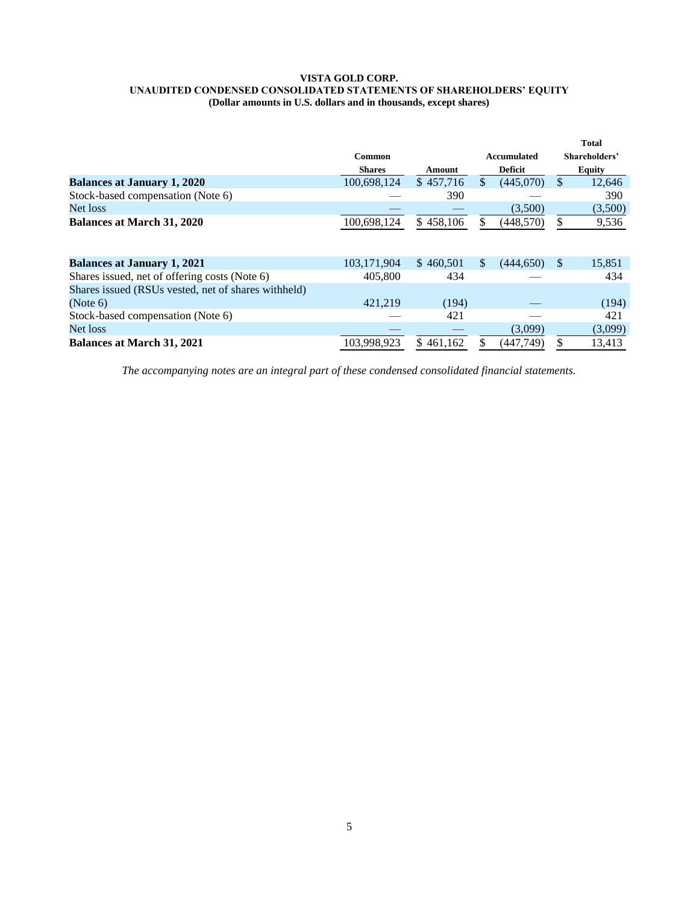**VISTA GOLD CORP.**
**UNAUDITED CONDENSED CONSOLIDATED STATEMENTS OF SHAREHOLDERS' EQUITY**
**(Dollar amounts in U.S. dollars and in thousands, except shares)**

| | Common Shares | Amount | Accumulated Deficit | Total Shareholders' Equity |
|---|---|---|---|---|
| **Balances at January 1, 2020** | 100,698,124 | $ 457,716 | $ (445,070) | $ 12,646 |
| Stock-based compensation (Note 6) | — | 390 | — | 390 |
| Net loss | — | — | (3,500) | (3,500) |
| **Balances at March 31, 2020** | 100,698,124 | $ 458,106 | $ (448,570) | $ 9,536 |
| | | | | |
| **Balances at January 1, 2021** | 103,171,904 | $ 460,501 | $ (444,650) | $ 15,851 |
| Shares issued, net of offering costs (Note 6) | 405,800 | 434 | — | 434 |
| Shares issued (RSUs vested, net of shares withheld) (Note 6) | 421,219 | (194) | — | (194) |
| Stock-based compensation (Note 6) | — | 421 | — | 421 |
| Net loss | — | — | (3,099) | (3,099) |
| **Balances at March 31, 2021** | 103,998,923 | $ 461,162 | $ (447,749) | $ 13,413 |

*The accompanying notes are an integral part of these condensed consolidated financial statements.*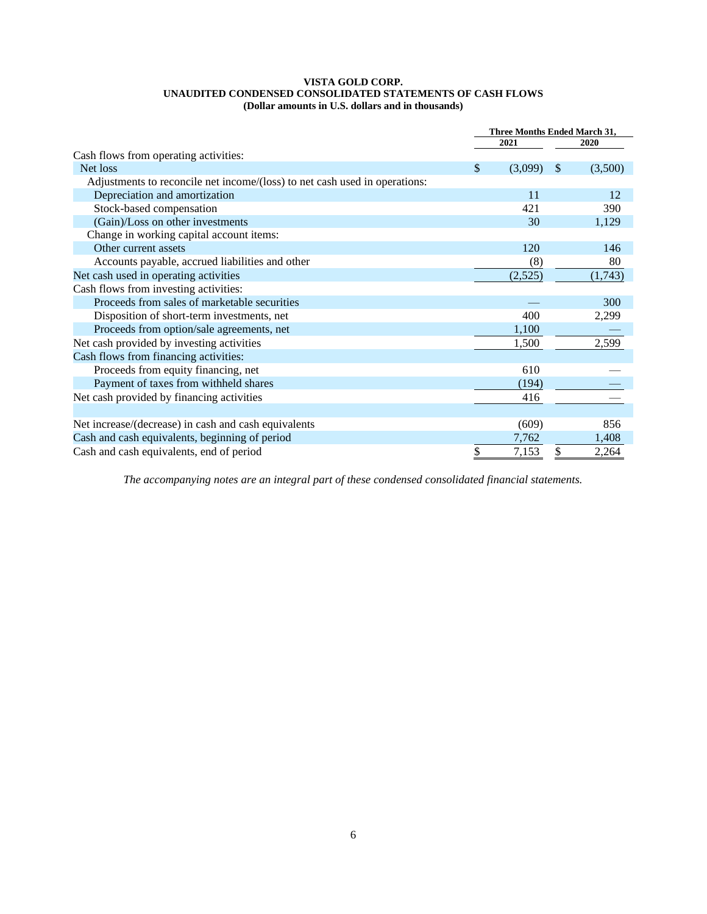**VISTA GOLD CORP.**
**UNAUDITED CONDENSED CONSOLIDATED STATEMENTS OF CASH FLOWS**
**(Dollar amounts in U.S. dollars and in thousands)**

| | Three Months Ended March 31, | |
|---|---|---|
| | 2021 | 2020 |
| Cash flows from operating activities: | | |
| Net loss | $ (3,099) | $ (3,500) |
| Adjustments to reconcile net income/(loss) to net cash used in operations: | | |
| Depreciation and amortization | 11 | 12 |
| Stock-based compensation | 421 | 390 |
| (Gain)/Loss on other investments | 30 | 1,129 |
| Change in working capital account items: | | |
| Other current assets | 120 | 146 |
| Accounts payable, accrued liabilities and other | (8) | 80 |
| Net cash used in operating activities | (2,525) | (1,743) |
| Cash flows from investing activities: | | |
| Proceeds from sales of marketable securities | — | 300 |
| Disposition of short-term investments, net | 400 | 2,299 |
| Proceeds from option/sale agreements, net | 1,100 | — |
| Net cash provided by investing activities | 1,500 | 2,599 |
| Cash flows from financing activities: | | |
| Proceeds from equity financing, net | 610 | — |
| Payment of taxes from withheld shares | (194) | — |
| Net cash provided by financing activities | 416 | — |
| | | |
| Net increase/(decrease) in cash and cash equivalents | (609) | 856 |
| Cash and cash equivalents, beginning of period | 7,762 | 1,408 |
| Cash and cash equivalents, end of period | $ 7,153 | $ 2,264 |

*The accompanying notes are an integral part of these condensed consolidated financial statements.*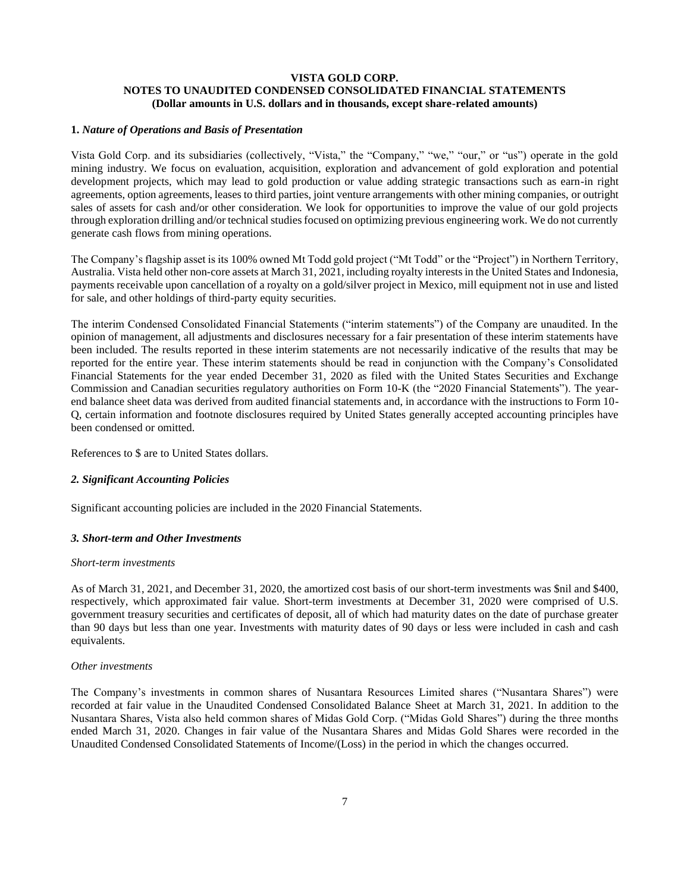**VISTA GOLD CORP.**
**NOTES TO UNAUDITED CONDENSED CONSOLIDATED FINANCIAL STATEMENTS**
**(Dollar amounts in U.S. dollars and in thousands, except share-related amounts)**

**1.** ***Nature of Operations and Basis of Presentation***

Vista Gold Corp. and its subsidiaries (collectively, "Vista," the "Company," "we," "our," or "us") operate in the gold mining industry. We focus on evaluation, acquisition, exploration and advancement of gold exploration and potential development projects, which may lead to gold production or value adding strategic transactions such as earn-in right agreements, option agreements, leases to third parties, joint venture arrangements with other mining companies, or outright sales of assets for cash and/or other consideration. We look for opportunities to improve the value of our gold projects through exploration drilling and/or technical studies focused on optimizing previous engineering work. We do not currently generate cash flows from mining operations.

The Company's flagship asset is its 100% owned Mt Todd gold project ("Mt Todd" or the "Project") in Northern Territory, Australia. Vista held other non-core assets at March 31, 2021, including royalty interests in the United States and Indonesia, payments receivable upon cancellation of a royalty on a gold/silver project in Mexico, mill equipment not in use and listed for sale, and other holdings of third-party equity securities.

The interim Condensed Consolidated Financial Statements ("interim statements") of the Company are unaudited. In the opinion of management, all adjustments and disclosures necessary for a fair presentation of these interim statements have been included. The results reported in these interim statements are not necessarily indicative of the results that may be reported for the entire year. These interim statements should be read in conjunction with the Company's Consolidated Financial Statements for the year ended December 31, 2020 as filed with the United States Securities and Exchange Commission and Canadian securities regulatory authorities on Form 10-K (the "2020 Financial Statements"). The year-end balance sheet data was derived from audited financial statements and, in accordance with the instructions to Form 10-Q, certain information and footnote disclosures required by United States generally accepted accounting principles have been condensed or omitted.

References to $ are to United States dollars.

***2. Significant Accounting Policies***

Significant accounting policies are included in the 2020 Financial Statements.

***3. Short-term and Other Investments***

*Short-term investments*

As of March 31, 2021, and December 31, 2020, the amortized cost basis of our short-term investments was $nil and $400, respectively, which approximated fair value. Short-term investments at December 31, 2020 were comprised of U.S. government treasury securities and certificates of deposit, all of which had maturity dates on the date of purchase greater than 90 days but less than one year. Investments with maturity dates of 90 days or less were included in cash and cash equivalents.

*Other investments*

The Company's investments in common shares of Nusantara Resources Limited shares ("Nusantara Shares") were recorded at fair value in the Unaudited Condensed Consolidated Balance Sheet at March 31, 2021. In addition to the Nusantara Shares, Vista also held common shares of Midas Gold Corp. ("Midas Gold Shares") during the three months ended March 31, 2020. Changes in fair value of the Nusantara Shares and Midas Gold Shares were recorded in the Unaudited Condensed Consolidated Statements of Income/(Loss) in the period in which the changes occurred.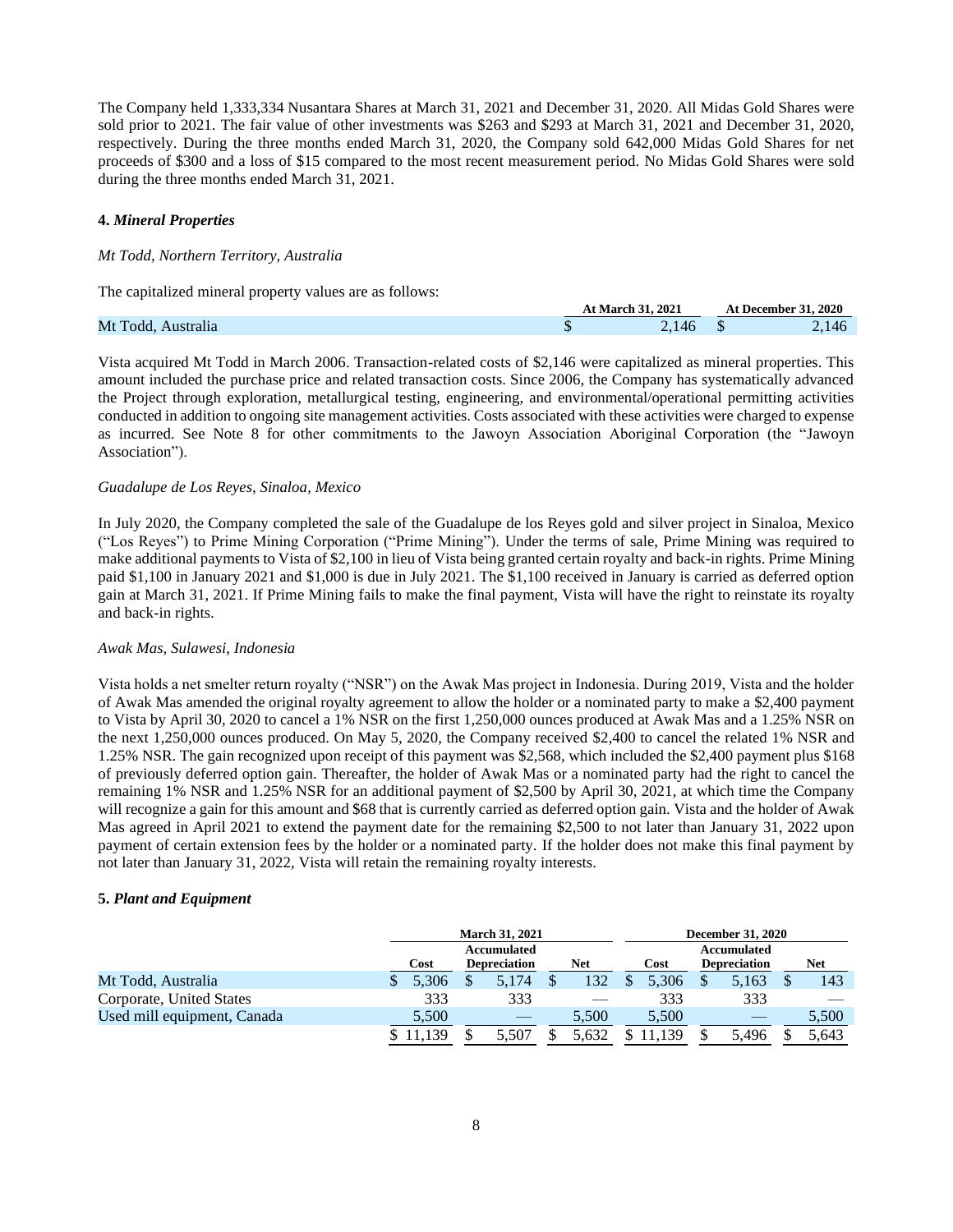The Company held 1,333,334 Nusantara Shares at March 31, 2021 and December 31, 2020. All Midas Gold Shares were sold prior to 2021. The fair value of other investments was $263 and $293 at March 31, 2021 and December 31, 2020, respectively. During the three months ended March 31, 2020, the Company sold 642,000 Midas Gold Shares for net proceeds of $300 and a loss of $15 compared to the most recent measurement period. No Midas Gold Shares were sold during the three months ended March 31, 2021.

**4.** ***Mineral Properties***

*Mt Todd, Northern Territory, Australia*

The capitalized mineral property values are as follows:

| | At March 31, 2021 | At December 31, 2020 |
|---|---|---|
| Mt Todd, Australia | $ 2,146 | $ 2,146 |

Vista acquired Mt Todd in March 2006. Transaction-related costs of $2,146 were capitalized as mineral properties. This amount included the purchase price and related transaction costs. Since 2006, the Company has systematically advanced the Project through exploration, metallurgical testing, engineering, and environmental/operational permitting activities conducted in addition to ongoing site management activities. Costs associated with these activities were charged to expense as incurred. See Note 8 for other commitments to the Jawoyn Association Aboriginal Corporation (the "Jawoyn Association").

*Guadalupe de Los Reyes, Sinaloa, Mexico*

In July 2020, the Company completed the sale of the Guadalupe de los Reyes gold and silver project in Sinaloa, Mexico ("Los Reyes") to Prime Mining Corporation ("Prime Mining"). Under the terms of sale, Prime Mining was required to make additional payments to Vista of $2,100 in lieu of Vista being granted certain royalty and back-in rights. Prime Mining paid $1,100 in January 2021 and $1,000 is due in July 2021. The $1,100 received in January is carried as deferred option gain at March 31, 2021. If Prime Mining fails to make the final payment, Vista will have the right to reinstate its royalty and back-in rights.

*Awak Mas, Sulawesi, Indonesia*

Vista holds a net smelter return royalty ("NSR") on the Awak Mas project in Indonesia. During 2019, Vista and the holder of Awak Mas amended the original royalty agreement to allow the holder or a nominated party to make a $2,400 payment to Vista by April 30, 2020 to cancel a 1% NSR on the first 1,250,000 ounces produced at Awak Mas and a 1.25% NSR on the next 1,250,000 ounces produced. On May 5, 2020, the Company received $2,400 to cancel the related 1% NSR and 1.25% NSR. The gain recognized upon receipt of this payment was $2,568, which included the $2,400 payment plus $168 of previously deferred option gain. Thereafter, the holder of Awak Mas or a nominated party had the right to cancel the remaining 1% NSR and 1.25% NSR for an additional payment of $2,500 by April 30, 2021, at which time the Company will recognize a gain for this amount and $68 that is currently carried as deferred option gain. Vista and the holder of Awak Mas agreed in April 2021 to extend the payment date for the remaining $2,500 to not later than January 31, 2022 upon payment of certain extension fees by the holder or a nominated party. If the holder does not make this final payment by not later than January 31, 2022, Vista will retain the remaining royalty interests.

**5.** ***Plant and Equipment***

| | March 31, 2021 | | | December 31, 2020 | | |
|---|---|---|---|---|---|---|
| | Cost | Accumulated Depreciation | Net | Cost | Accumulated Depreciation | Net |
| Mt Todd, Australia | $ 5,306 | $ 5,174 | $ 132 | $ 5,306 | $ 5,163 | $ 143 |
| Corporate, United States | 333 | 333 | — | 333 | 333 | — |
| Used mill equipment, Canada | 5,500 | — | 5,500 | 5,500 | — | 5,500 |
| | $ 11,139 | $ 5,507 | $ 5,632 | $ 11,139 | $ 5,496 | $ 5,643 |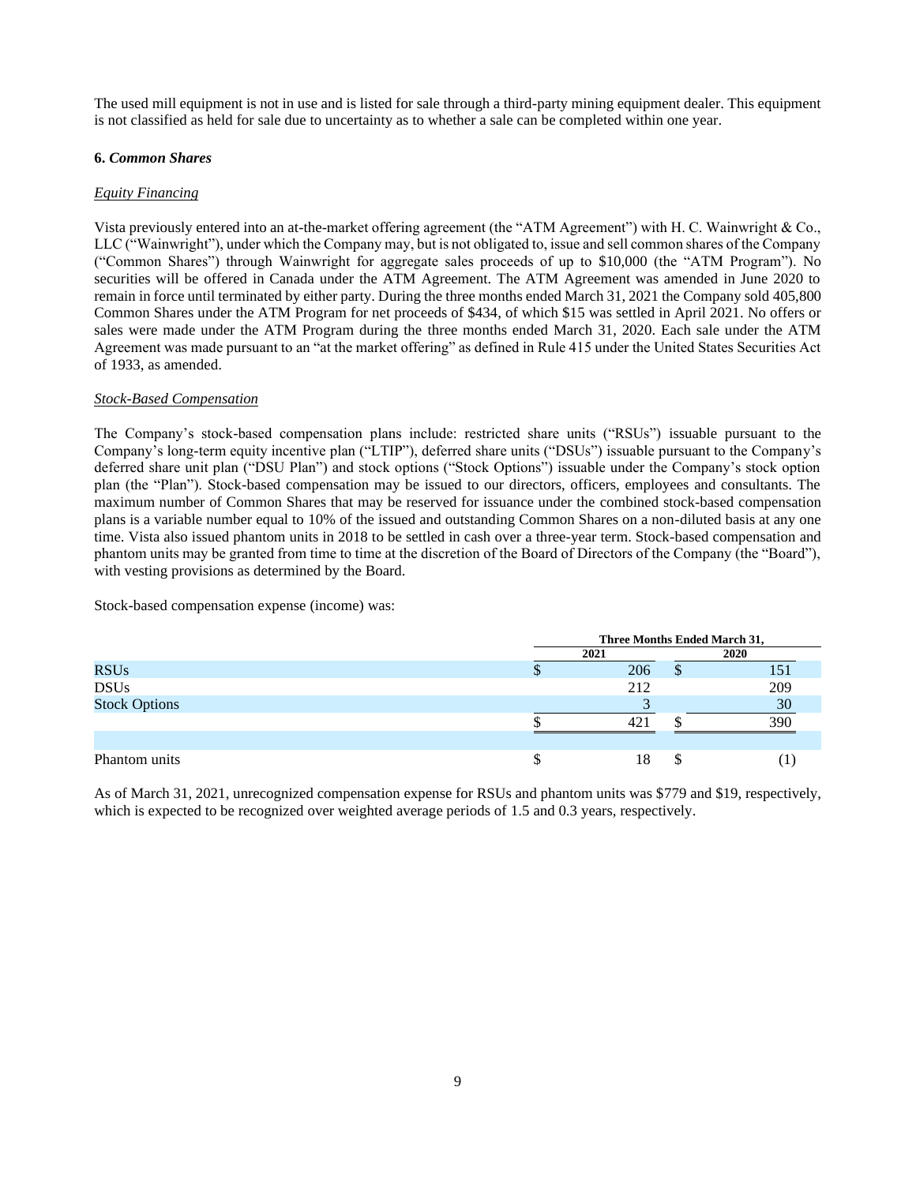The used mill equipment is not in use and is listed for sale through a third-party mining equipment dealer. This equipment is not classified as held for sale due to uncertainty as to whether a sale can be completed within one year.

## 6. *Common Shares*

### *Equity Financing*

Vista previously entered into an at-the-market offering agreement (the "ATM Agreement") with H. C. Wainwright & Co., LLC ("Wainwright"), under which the Company may, but is not obligated to, issue and sell common shares of the Company ("Common Shares") through Wainwright for aggregate sales proceeds of up to $10,000 (the "ATM Program"). No securities will be offered in Canada under the ATM Agreement. The ATM Agreement was amended in June 2020 to remain in force until terminated by either party. During the three months ended March 31, 2021 the Company sold 405,800 Common Shares under the ATM Program for net proceeds of $434, of which $15 was settled in April 2021. No offers or sales were made under the ATM Program during the three months ended March 31, 2020. Each sale under the ATM Agreement was made pursuant to an "at the market offering" as defined in Rule 415 under the United States Securities Act of 1933, as amended.

### *Stock-Based Compensation*

The Company's stock-based compensation plans include: restricted share units ("RSUs") issuable pursuant to the Company's long-term equity incentive plan ("LTIP"), deferred share units ("DSUs") issuable pursuant to the Company's deferred share unit plan ("DSU Plan") and stock options ("Stock Options") issuable under the Company's stock option plan (the "Plan"). Stock-based compensation may be issued to our directors, officers, employees and consultants. The maximum number of Common Shares that may be reserved for issuance under the combined stock-based compensation plans is a variable number equal to 10% of the issued and outstanding Common Shares on a non-diluted basis at any one time. Vista also issued phantom units in 2018 to be settled in cash over a three-year term. Stock-based compensation and phantom units may be granted from time to time at the discretion of the Board of Directors of the Company (the "Board"), with vesting provisions as determined by the Board.

Stock-based compensation expense (income) was:

| | Three Months Ended March 31, | |
|---|---|---|
| | 2021 | 2020 |
| RSUs | $ 206 | $ 151 |
| DSUs | 212 | 209 |
| Stock Options | 3 | 30 |
| | $ 421 | $ 390 |
| | | |
| Phantom units | $ 18 | $ (1) |

As of March 31, 2021, unrecognized compensation expense for RSUs and phantom units was $779 and $19, respectively, which is expected to be recognized over weighted average periods of 1.5 and 0.3 years, respectively.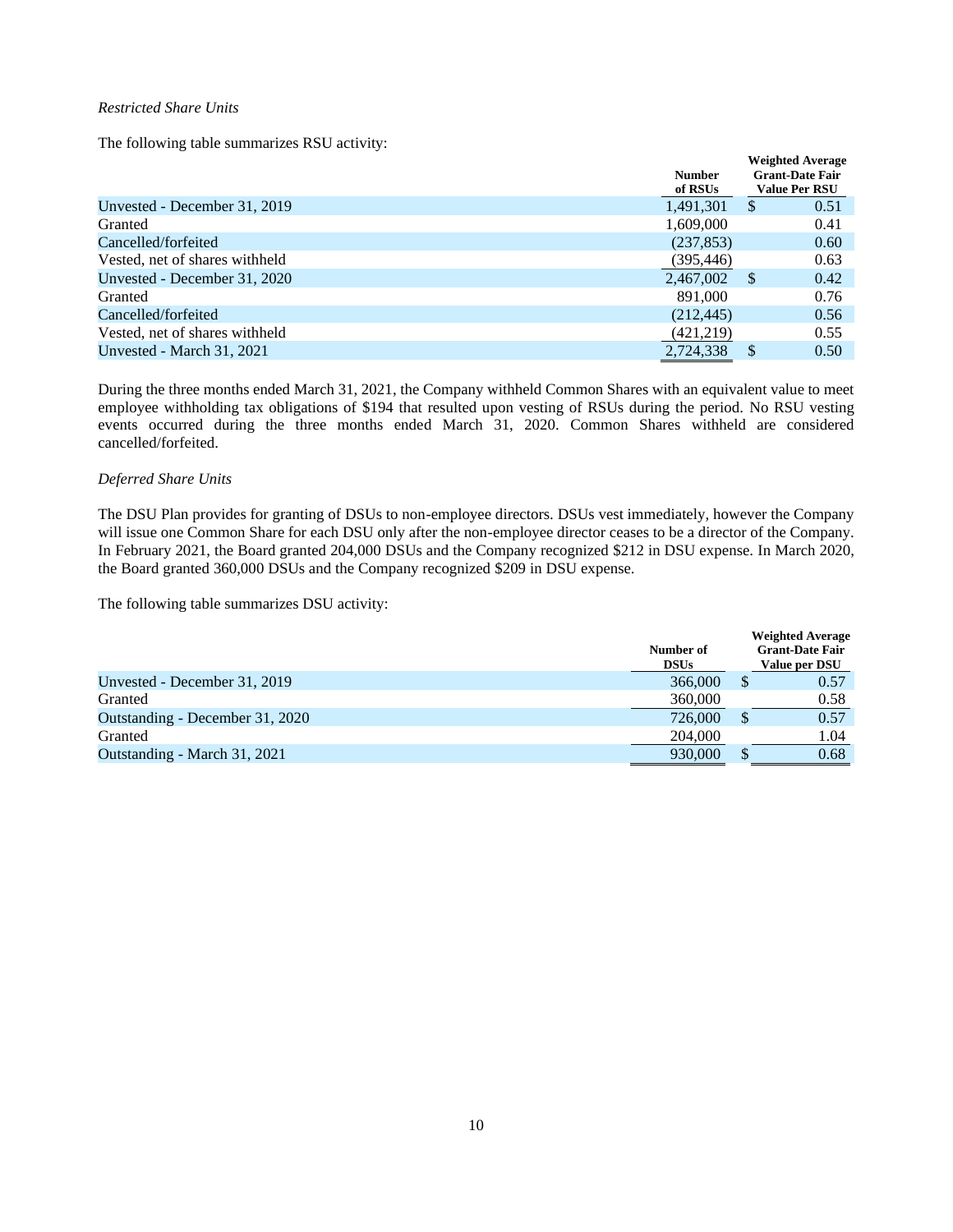*Restricted Share Units*

The following table summarizes RSU activity:

| | Number of RSUs | Weighted Average Grant-Date Fair Value Per RSU |
|---|---|---|
| Unvested - December 31, 2019 | 1,491,301 | $ 0.51 |
| Granted | 1,609,000 | 0.41 |
| Cancelled/forfeited | (237,853) | 0.60 |
| Vested, net of shares withheld | (395,446) | 0.63 |
| Unvested - December 31, 2020 | 2,467,002 | $ 0.42 |
| Granted | 891,000 | 0.76 |
| Cancelled/forfeited | (212,445) | 0.56 |
| Vested, net of shares withheld | (421,219) | 0.55 |
| Unvested - March 31, 2021 | 2,724,338 | $ 0.50 |

During the three months ended March 31, 2021, the Company withheld Common Shares with an equivalent value to meet employee withholding tax obligations of $194 that resulted upon vesting of RSUs during the period. No RSU vesting events occurred during the three months ended March 31, 2020. Common Shares withheld are considered cancelled/forfeited.

*Deferred Share Units*

The DSU Plan provides for granting of DSUs to non-employee directors. DSUs vest immediately, however the Company will issue one Common Share for each DSU only after the non-employee director ceases to be a director of the Company. In February 2021, the Board granted 204,000 DSUs and the Company recognized $212 in DSU expense. In March 2020, the Board granted 360,000 DSUs and the Company recognized $209 in DSU expense.

The following table summarizes DSU activity:

| | Number of DSUs | Weighted Average Grant-Date Fair Value per DSU |
|---|---|---|
| Unvested - December 31, 2019 | 366,000 | $ 0.57 |
| Granted | 360,000 | 0.58 |
| Outstanding - December 31, 2020 | 726,000 | $ 0.57 |
| Granted | 204,000 | 1.04 |
| Outstanding - March 31, 2021 | 930,000 | $ 0.68 |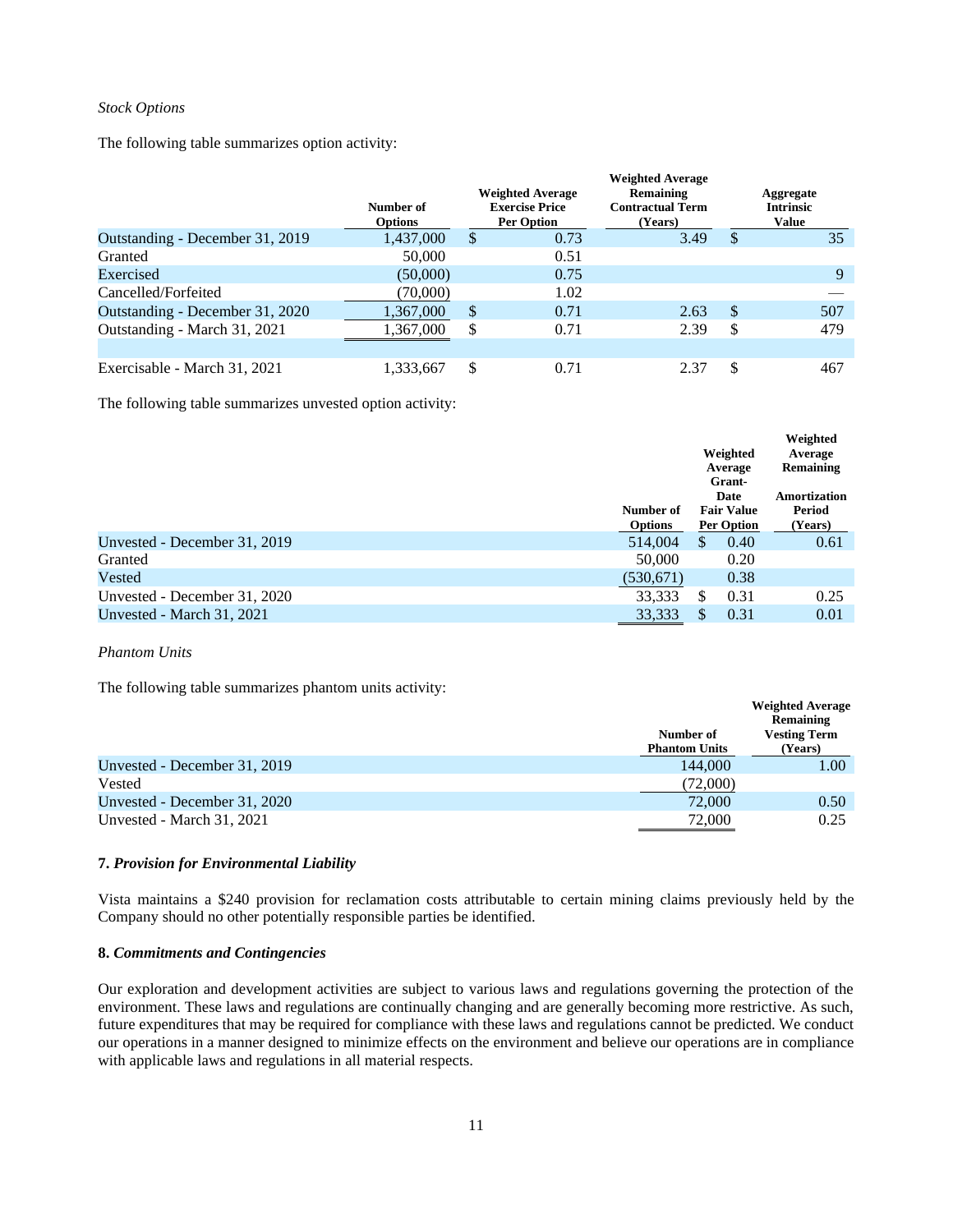*Stock Options*

The following table summarizes option activity:

| | Number of Options | Weighted Average Exercise Price Per Option | Weighted Average Remaining Contractual Term (Years) | Aggregate Intrinsic Value |
|---|---|---|---|---|
| Outstanding - December 31, 2019 | 1,437,000 | $ 0.73 | 3.49 | $ 35 |
| Granted | 50,000 | 0.51 | | |
| Exercised | (50,000) | 0.75 | | 9 |
| Cancelled/Forfeited | (70,000) | 1.02 | | — |
| Outstanding - December 31, 2020 | 1,367,000 | $ 0.71 | 2.63 | $ 507 |
| Outstanding - March 31, 2021 | 1,367,000 | $ 0.71 | 2.39 | $ 479 |
| | | | | |
| Exercisable - March 31, 2021 | 1,333,667 | $ 0.71 | 2.37 | $ 467 |

The following table summarizes unvested option activity:

| | Number of Options | Weighted Average Grant-Date Fair Value Per Option | Weighted Average Remaining Amortization Period (Years) |
|---|---|---|---|
| Unvested - December 31, 2019 | 514,004 | $ 0.40 | 0.61 |
| Granted | 50,000 | 0.20 | |
| Vested | (530,671) | 0.38 | |
| Unvested - December 31, 2020 | 33,333 | $ 0.31 | 0.25 |
| Unvested - March 31, 2021 | 33,333 | $ 0.31 | 0.01 |

*Phantom Units*

The following table summarizes phantom units activity:

| | Number of Phantom Units | Weighted Average Remaining Vesting Term (Years) |
|---|---|---|
| Unvested - December 31, 2019 | 144,000 | 1.00 |
| Vested | (72,000) | |
| Unvested - December 31, 2020 | 72,000 | 0.50 |
| Unvested - March 31, 2021 | 72,000 | 0.25 |

**7.** ***Provision for Environmental Liability***

Vista maintains a $240 provision for reclamation costs attributable to certain mining claims previously held by the Company should no other potentially responsible parties be identified.

**8.** ***Commitments and Contingencies***

Our exploration and development activities are subject to various laws and regulations governing the protection of the environment. These laws and regulations are continually changing and are generally becoming more restrictive. As such, future expenditures that may be required for compliance with these laws and regulations cannot be predicted. We conduct our operations in a manner designed to minimize effects on the environment and believe our operations are in compliance with applicable laws and regulations in all material respects.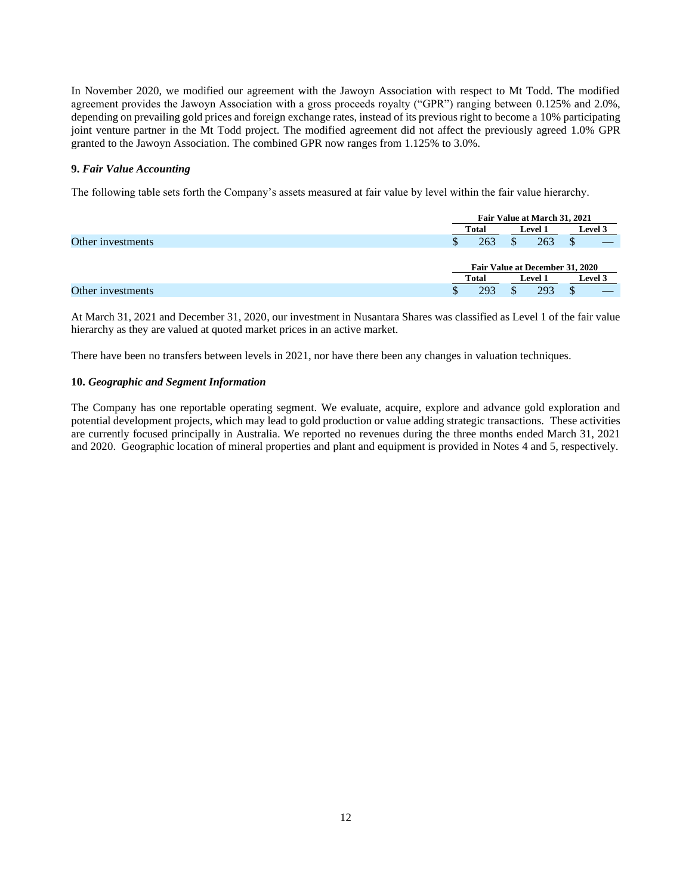In November 2020, we modified our agreement with the Jawoyn Association with respect to Mt Todd. The modified agreement provides the Jawoyn Association with a gross proceeds royalty ("GPR") ranging between 0.125% and 2.0%, depending on prevailing gold prices and foreign exchange rates, instead of its previous right to become a 10% participating joint venture partner in the Mt Todd project. The modified agreement did not affect the previously agreed 1.0% GPR granted to the Jawoyn Association. The combined GPR now ranges from 1.125% to 3.0%.

**9.** ***Fair Value Accounting***

The following table sets forth the Company's assets measured at fair value by level within the fair value hierarchy.

| | Fair Value at March 31, 2021 | | |
|---|---|---|---|
| | Total | Level 1 | Level 3 |
| Other investments | $ 263 | $ 263 | $ — |

| | Fair Value at December 31, 2020 | | |
|---|---|---|---|
| | Total | Level 1 | Level 3 |
| Other investments | $ 293 | $ 293 | $ — |

At March 31, 2021 and December 31, 2020, our investment in Nusantara Shares was classified as Level 1 of the fair value hierarchy as they are valued at quoted market prices in an active market.

There have been no transfers between levels in 2021, nor have there been any changes in valuation techniques.

**10.** ***Geographic and Segment Information***

The Company has one reportable operating segment. We evaluate, acquire, explore and advance gold exploration and potential development projects, which may lead to gold production or value adding strategic transactions. These activities are currently focused principally in Australia. We reported no revenues during the three months ended March 31, 2021 and 2020. Geographic location of mineral properties and plant and equipment is provided in Notes 4 and 5, respectively.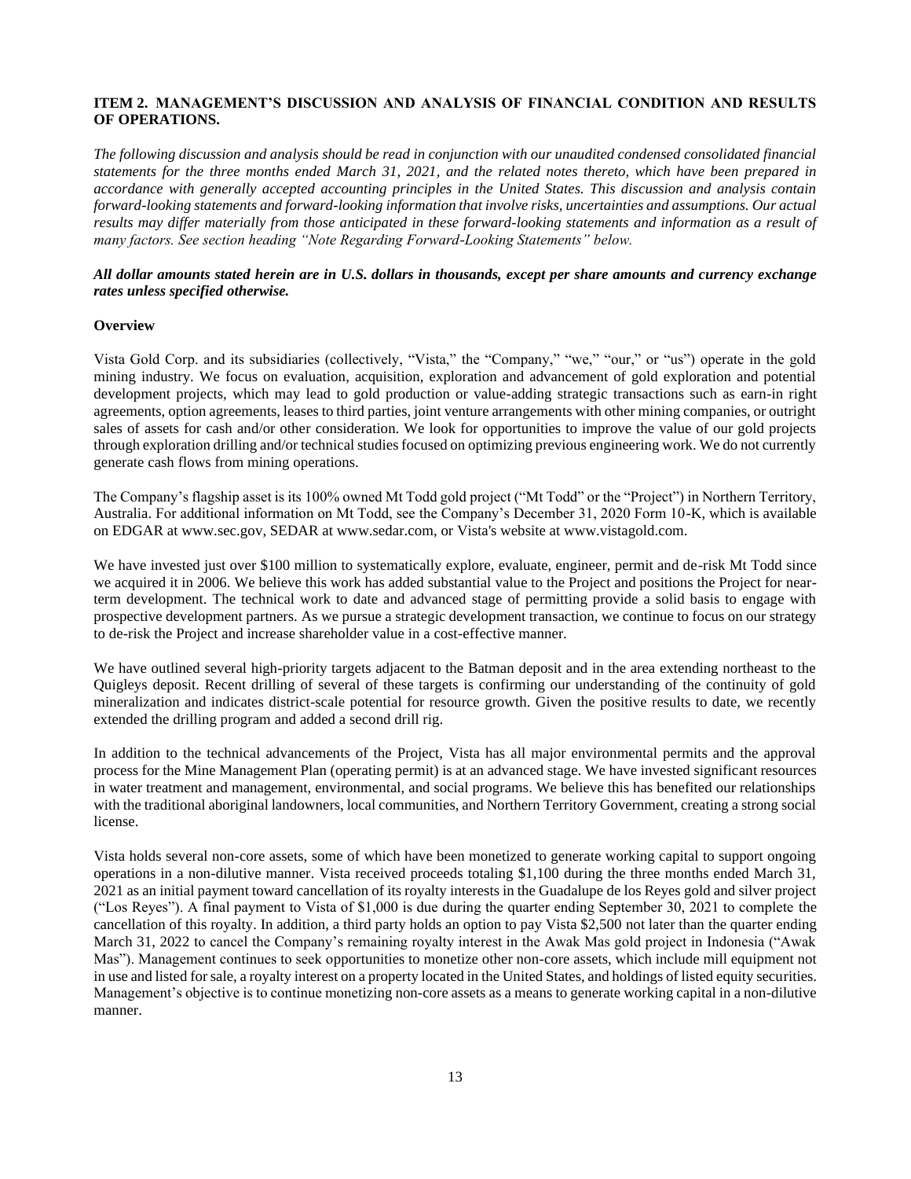## ITEM 2. MANAGEMENT'S DISCUSSION AND ANALYSIS OF FINANCIAL CONDITION AND RESULTS OF OPERATIONS.

*The following discussion and analysis should be read in conjunction with our unaudited condensed consolidated financial statements for the three months ended March 31, 2021, and the related notes thereto, which have been prepared in accordance with generally accepted accounting principles in the United States. This discussion and analysis contain forward-looking statements and forward-looking information that involve risks, uncertainties and assumptions. Our actual results may differ materially from those anticipated in these forward-looking statements and information as a result of many factors. See section heading "Note Regarding Forward-Looking Statements" below.*

***All dollar amounts stated herein are in U.S. dollars in thousands, except per share amounts and currency exchange rates unless specified otherwise.***

### Overview

Vista Gold Corp. and its subsidiaries (collectively, "Vista," the "Company," "we," "our," or "us") operate in the gold mining industry. We focus on evaluation, acquisition, exploration and advancement of gold exploration and potential development projects, which may lead to gold production or value-adding strategic transactions such as earn-in right agreements, option agreements, leases to third parties, joint venture arrangements with other mining companies, or outright sales of assets for cash and/or other consideration. We look for opportunities to improve the value of our gold projects through exploration drilling and/or technical studies focused on optimizing previous engineering work. We do not currently generate cash flows from mining operations.

The Company's flagship asset is its 100% owned Mt Todd gold project ("Mt Todd" or the "Project") in Northern Territory, Australia. For additional information on Mt Todd, see the Company's December 31, 2020 Form 10-K, which is available on EDGAR at www.sec.gov, SEDAR at www.sedar.com, or Vista's website at www.vistagold.com.

We have invested just over $100 million to systematically explore, evaluate, engineer, permit and de-risk Mt Todd since we acquired it in 2006. We believe this work has added substantial value to the Project and positions the Project for near-term development. The technical work to date and advanced stage of permitting provide a solid basis to engage with prospective development partners. As we pursue a strategic development transaction, we continue to focus on our strategy to de-risk the Project and increase shareholder value in a cost-effective manner.

We have outlined several high-priority targets adjacent to the Batman deposit and in the area extending northeast to the Quigleys deposit. Recent drilling of several of these targets is confirming our understanding of the continuity of gold mineralization and indicates district-scale potential for resource growth. Given the positive results to date, we recently extended the drilling program and added a second drill rig.

In addition to the technical advancements of the Project, Vista has all major environmental permits and the approval process for the Mine Management Plan (operating permit) is at an advanced stage. We have invested significant resources in water treatment and management, environmental, and social programs. We believe this has benefited our relationships with the traditional aboriginal landowners, local communities, and Northern Territory Government, creating a strong social license.

Vista holds several non-core assets, some of which have been monetized to generate working capital to support ongoing operations in a non-dilutive manner. Vista received proceeds totaling $1,100 during the three months ended March 31, 2021 as an initial payment toward cancellation of its royalty interests in the Guadalupe de los Reyes gold and silver project ("Los Reyes"). A final payment to Vista of $1,000 is due during the quarter ending September 30, 2021 to complete the cancellation of this royalty. In addition, a third party holds an option to pay Vista $2,500 not later than the quarter ending March 31, 2022 to cancel the Company's remaining royalty interest in the Awak Mas gold project in Indonesia ("Awak Mas"). Management continues to seek opportunities to monetize other non-core assets, which include mill equipment not in use and listed for sale, a royalty interest on a property located in the United States, and holdings of listed equity securities. Management's objective is to continue monetizing non-core assets as a means to generate working capital in a non-dilutive manner.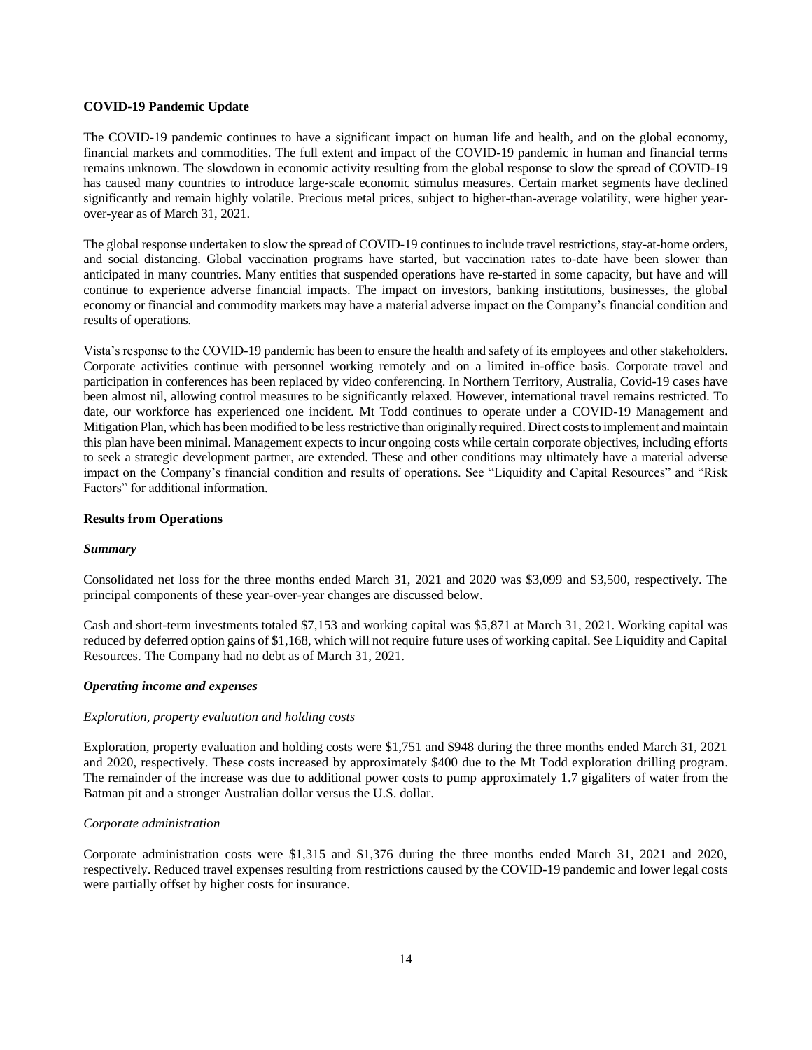**COVID-19 Pandemic Update**

The COVID-19 pandemic continues to have a significant impact on human life and health, and on the global economy, financial markets and commodities. The full extent and impact of the COVID-19 pandemic in human and financial terms remains unknown. The slowdown in economic activity resulting from the global response to slow the spread of COVID-19 has caused many countries to introduce large-scale economic stimulus measures. Certain market segments have declined significantly and remain highly volatile. Precious metal prices, subject to higher-than-average volatility, were higher year-over-year as of March 31, 2021.

The global response undertaken to slow the spread of COVID-19 continues to include travel restrictions, stay-at-home orders, and social distancing. Global vaccination programs have started, but vaccination rates to-date have been slower than anticipated in many countries. Many entities that suspended operations have re-started in some capacity, but have and will continue to experience adverse financial impacts. The impact on investors, banking institutions, businesses, the global economy or financial and commodity markets may have a material adverse impact on the Company's financial condition and results of operations.

Vista's response to the COVID-19 pandemic has been to ensure the health and safety of its employees and other stakeholders. Corporate activities continue with personnel working remotely and on a limited in-office basis. Corporate travel and participation in conferences has been replaced by video conferencing. In Northern Territory, Australia, Covid-19 cases have been almost nil, allowing control measures to be significantly relaxed. However, international travel remains restricted. To date, our workforce has experienced one incident. Mt Todd continues to operate under a COVID-19 Management and Mitigation Plan, which has been modified to be less restrictive than originally required. Direct costs to implement and maintain this plan have been minimal. Management expects to incur ongoing costs while certain corporate objectives, including efforts to seek a strategic development partner, are extended. These and other conditions may ultimately have a material adverse impact on the Company's financial condition and results of operations. See "Liquidity and Capital Resources" and "Risk Factors" for additional information.

**Results from Operations**

***Summary***

Consolidated net loss for the three months ended March 31, 2021 and 2020 was $3,099 and $3,500, respectively. The principal components of these year-over-year changes are discussed below.

Cash and short-term investments totaled $7,153 and working capital was $5,871 at March 31, 2021. Working capital was reduced by deferred option gains of $1,168, which will not require future uses of working capital. See Liquidity and Capital Resources. The Company had no debt as of March 31, 2021.

***Operating income and expenses***

*Exploration, property evaluation and holding costs*

Exploration, property evaluation and holding costs were $1,751 and $948 during the three months ended March 31, 2021 and 2020, respectively. These costs increased by approximately $400 due to the Mt Todd exploration drilling program. The remainder of the increase was due to additional power costs to pump approximately 1.7 gigaliters of water from the Batman pit and a stronger Australian dollar versus the U.S. dollar.

*Corporate administration*

Corporate administration costs were $1,315 and $1,376 during the three months ended March 31, 2021 and 2020, respectively. Reduced travel expenses resulting from restrictions caused by the COVID-19 pandemic and lower legal costs were partially offset by higher costs for insurance.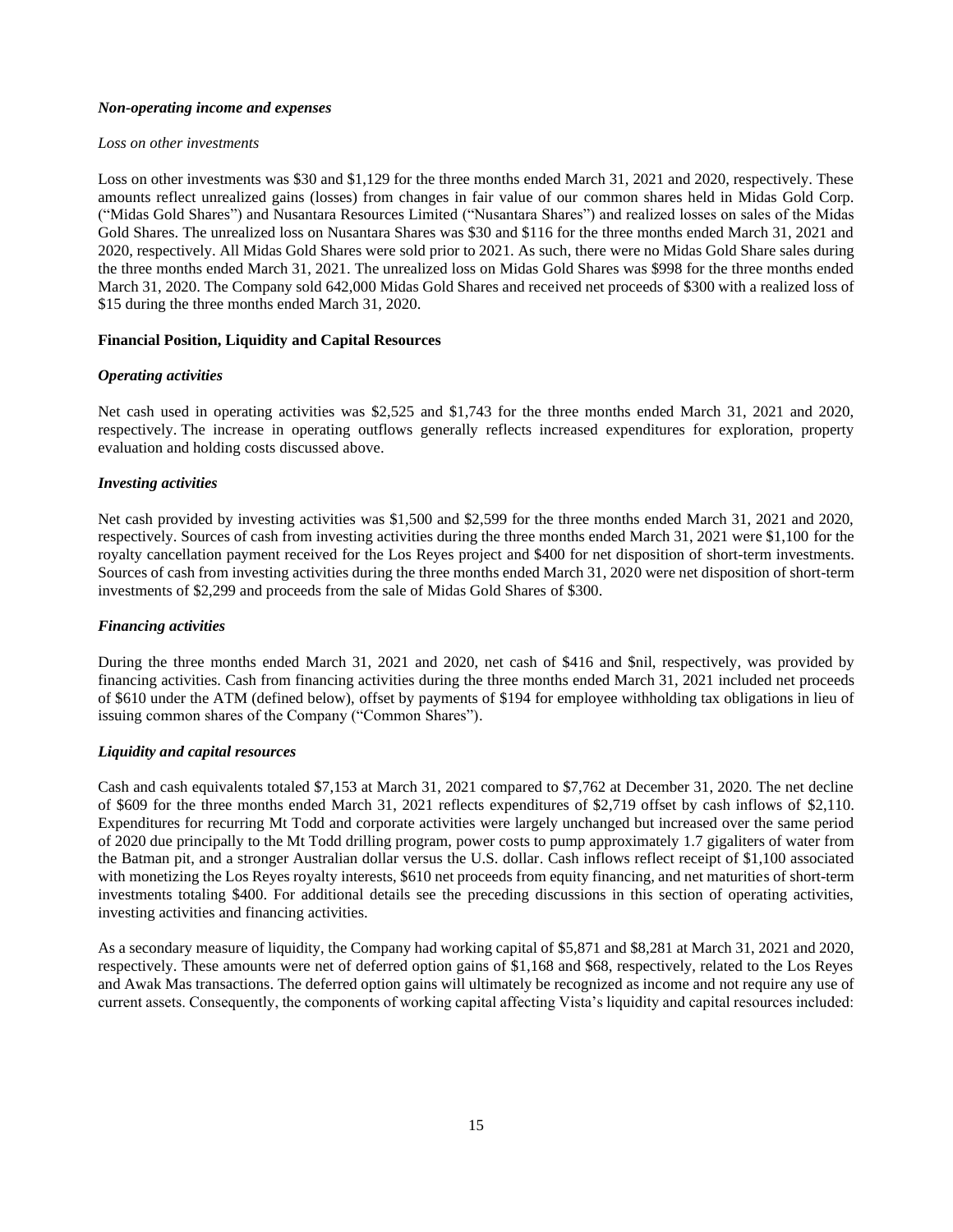***Non-operating income and expenses***

*Loss on other investments*

Loss on other investments was $30 and $1,129 for the three months ended March 31, 2021 and 2020, respectively. These amounts reflect unrealized gains (losses) from changes in fair value of our common shares held in Midas Gold Corp. ("Midas Gold Shares") and Nusantara Resources Limited ("Nusantara Shares") and realized losses on sales of the Midas Gold Shares. The unrealized loss on Nusantara Shares was $30 and $116 for the three months ended March 31, 2021 and 2020, respectively. All Midas Gold Shares were sold prior to 2021. As such, there were no Midas Gold Share sales during the three months ended March 31, 2021. The unrealized loss on Midas Gold Shares was $998 for the three months ended March 31, 2020. The Company sold 642,000 Midas Gold Shares and received net proceeds of $300 with a realized loss of $15 during the three months ended March 31, 2020.

**Financial Position, Liquidity and Capital Resources**

***Operating activities***

Net cash used in operating activities was $2,525 and $1,743 for the three months ended March 31, 2021 and 2020, respectively. The increase in operating outflows generally reflects increased expenditures for exploration, property evaluation and holding costs discussed above.

***Investing activities***

Net cash provided by investing activities was $1,500 and $2,599 for the three months ended March 31, 2021 and 2020, respectively. Sources of cash from investing activities during the three months ended March 31, 2021 were $1,100 for the royalty cancellation payment received for the Los Reyes project and $400 for net disposition of short-term investments. Sources of cash from investing activities during the three months ended March 31, 2020 were net disposition of short-term investments of $2,299 and proceeds from the sale of Midas Gold Shares of $300.

***Financing activities***

During the three months ended March 31, 2021 and 2020, net cash of $416 and $nil, respectively, was provided by financing activities. Cash from financing activities during the three months ended March 31, 2021 included net proceeds of $610 under the ATM (defined below), offset by payments of $194 for employee withholding tax obligations in lieu of issuing common shares of the Company ("Common Shares").

***Liquidity and capital resources***

Cash and cash equivalents totaled $7,153 at March 31, 2021 compared to $7,762 at December 31, 2020. The net decline of $609 for the three months ended March 31, 2021 reflects expenditures of $2,719 offset by cash inflows of $2,110. Expenditures for recurring Mt Todd and corporate activities were largely unchanged but increased over the same period of 2020 due principally to the Mt Todd drilling program, power costs to pump approximately 1.7 gigaliters of water from the Batman pit, and a stronger Australian dollar versus the U.S. dollar. Cash inflows reflect receipt of $1,100 associated with monetizing the Los Reyes royalty interests, $610 net proceeds from equity financing, and net maturities of short-term investments totaling $400. For additional details see the preceding discussions in this section of operating activities, investing activities and financing activities.

As a secondary measure of liquidity, the Company had working capital of $5,871 and $8,281 at March 31, 2021 and 2020, respectively. These amounts were net of deferred option gains of $1,168 and $68, respectively, related to the Los Reyes and Awak Mas transactions. The deferred option gains will ultimately be recognized as income and not require any use of current assets. Consequently, the components of working capital affecting Vista's liquidity and capital resources included: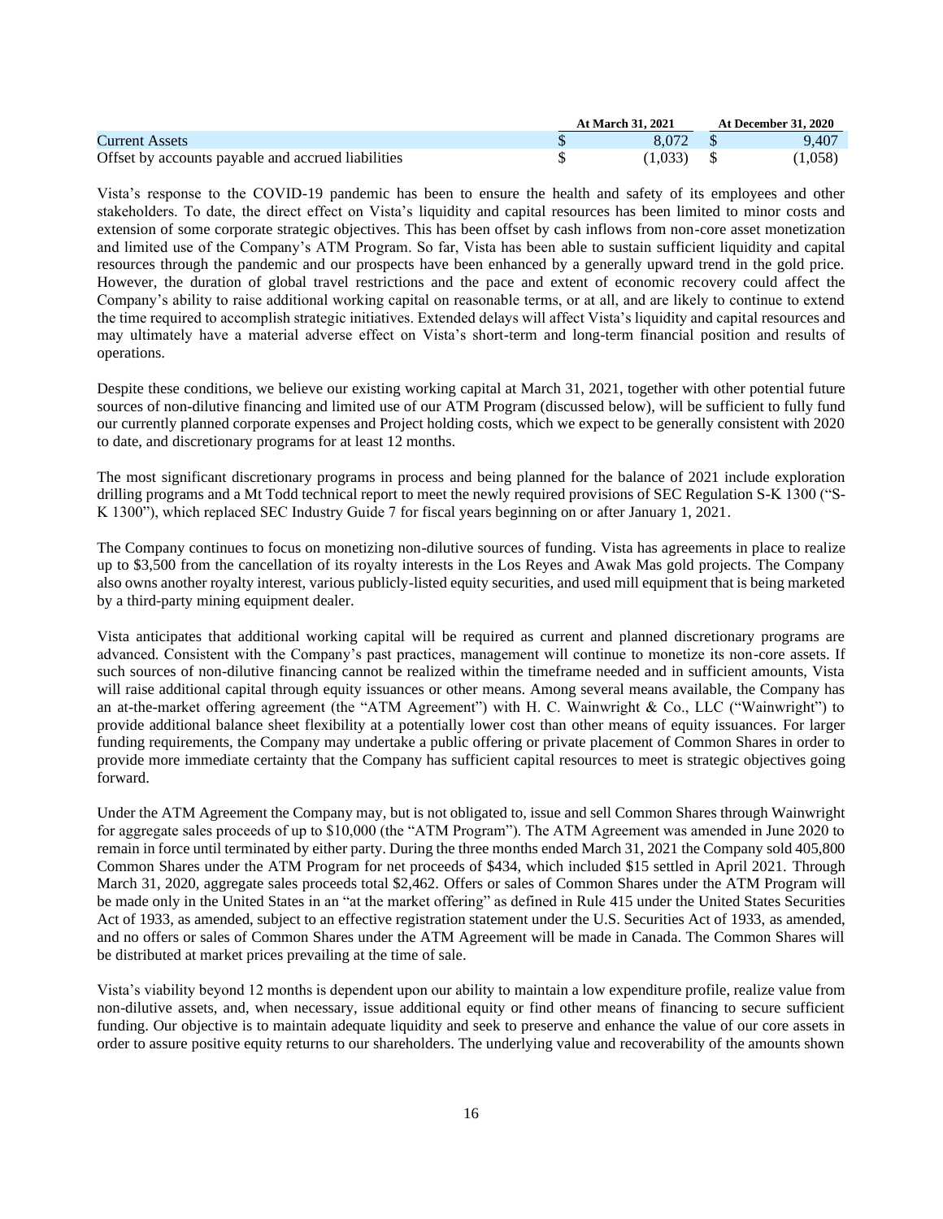| | At March 31, 2021 | At December 31, 2020 |
|---|---|---|
| Current Assets | $ 8,072 | $ 9,407 |
| Offset by accounts payable and accrued liabilities | $ (1,033) | $ (1,058) |

Vista's response to the COVID-19 pandemic has been to ensure the health and safety of its employees and other stakeholders. To date, the direct effect on Vista's liquidity and capital resources has been limited to minor costs and extension of some corporate strategic objectives. This has been offset by cash inflows from non-core asset monetization and limited use of the Company's ATM Program. So far, Vista has been able to sustain sufficient liquidity and capital resources through the pandemic and our prospects have been enhanced by a generally upward trend in the gold price. However, the duration of global travel restrictions and the pace and extent of economic recovery could affect the Company's ability to raise additional working capital on reasonable terms, or at all, and are likely to continue to extend the time required to accomplish strategic initiatives. Extended delays will affect Vista's liquidity and capital resources and may ultimately have a material adverse effect on Vista's short-term and long-term financial position and results of operations.

Despite these conditions, we believe our existing working capital at March 31, 2021, together with other potential future sources of non-dilutive financing and limited use of our ATM Program (discussed below), will be sufficient to fully fund our currently planned corporate expenses and Project holding costs, which we expect to be generally consistent with 2020 to date, and discretionary programs for at least 12 months.

The most significant discretionary programs in process and being planned for the balance of 2021 include exploration drilling programs and a Mt Todd technical report to meet the newly required provisions of SEC Regulation S-K 1300 ("S-K 1300"), which replaced SEC Industry Guide 7 for fiscal years beginning on or after January 1, 2021.

The Company continues to focus on monetizing non-dilutive sources of funding. Vista has agreements in place to realize up to $3,500 from the cancellation of its royalty interests in the Los Reyes and Awak Mas gold projects. The Company also owns another royalty interest, various publicly-listed equity securities, and used mill equipment that is being marketed by a third-party mining equipment dealer.

Vista anticipates that additional working capital will be required as current and planned discretionary programs are advanced. Consistent with the Company's past practices, management will continue to monetize its non-core assets. If such sources of non-dilutive financing cannot be realized within the timeframe needed and in sufficient amounts, Vista will raise additional capital through equity issuances or other means. Among several means available, the Company has an at-the-market offering agreement (the "ATM Agreement") with H. C. Wainwright & Co., LLC ("Wainwright") to provide additional balance sheet flexibility at a potentially lower cost than other means of equity issuances. For larger funding requirements, the Company may undertake a public offering or private placement of Common Shares in order to provide more immediate certainty that the Company has sufficient capital resources to meet is strategic objectives going forward.

Under the ATM Agreement the Company may, but is not obligated to, issue and sell Common Shares through Wainwright for aggregate sales proceeds of up to $10,000 (the "ATM Program"). The ATM Agreement was amended in June 2020 to remain in force until terminated by either party. During the three months ended March 31, 2021 the Company sold 405,800 Common Shares under the ATM Program for net proceeds of $434, which included $15 settled in April 2021. Through March 31, 2020, aggregate sales proceeds total $2,462. Offers or sales of Common Shares under the ATM Program will be made only in the United States in an "at the market offering" as defined in Rule 415 under the United States Securities Act of 1933, as amended, subject to an effective registration statement under the U.S. Securities Act of 1933, as amended, and no offers or sales of Common Shares under the ATM Agreement will be made in Canada. The Common Shares will be distributed at market prices prevailing at the time of sale.

Vista's viability beyond 12 months is dependent upon our ability to maintain a low expenditure profile, realize value from non-dilutive assets, and, when necessary, issue additional equity or find other means of financing to secure sufficient funding. Our objective is to maintain adequate liquidity and seek to preserve and enhance the value of our core assets in order to assure positive equity returns to our shareholders. The underlying value and recoverability of the amounts shown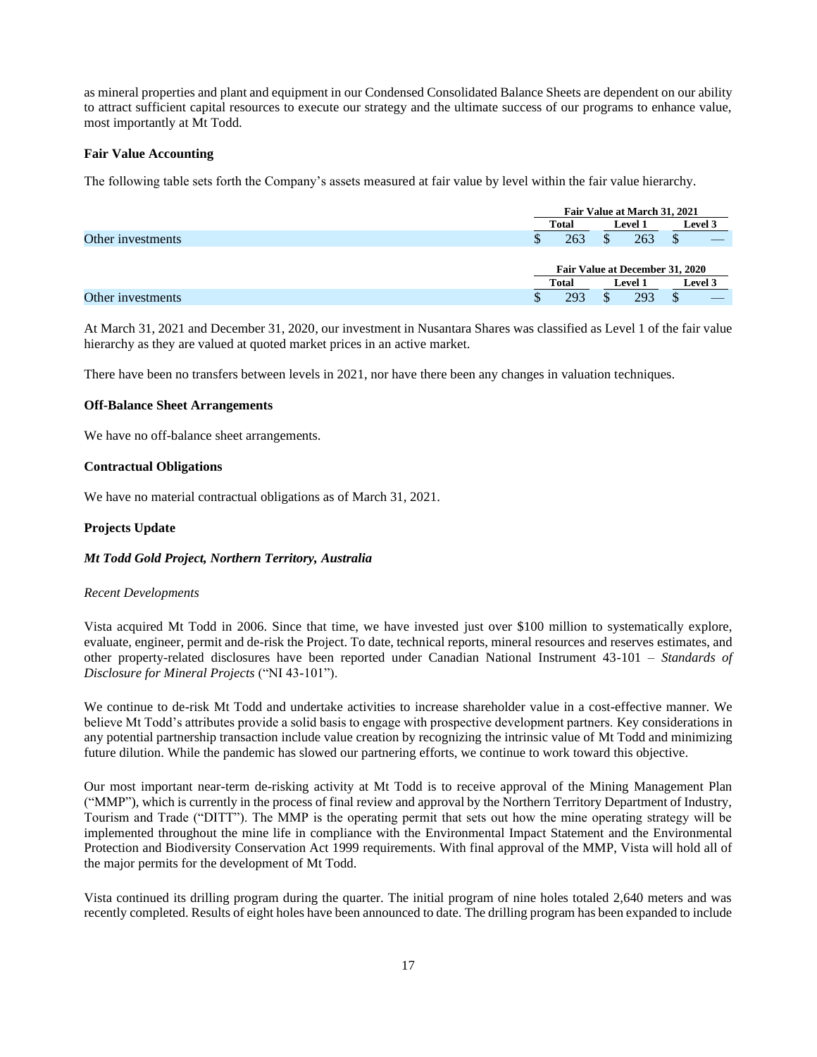as mineral properties and plant and equipment in our Condensed Consolidated Balance Sheets are dependent on our ability to attract sufficient capital resources to execute our strategy and the ultimate success of our programs to enhance value, most importantly at Mt Todd.

**Fair Value Accounting**

The following table sets forth the Company's assets measured at fair value by level within the fair value hierarchy.

| | Fair Value at March 31, 2021 | | |
|---|---|---|---|
| | Total | Level 1 | Level 3 |
| Other investments | $ 263 | $ 263 | $ — |

| | Fair Value at December 31, 2020 | | |
|---|---|---|---|
| | Total | Level 1 | Level 3 |
| Other investments | $ 293 | $ 293 | $ — |

At March 31, 2021 and December 31, 2020, our investment in Nusantara Shares was classified as Level 1 of the fair value hierarchy as they are valued at quoted market prices in an active market.

There have been no transfers between levels in 2021, nor have there been any changes in valuation techniques.

**Off-Balance Sheet Arrangements**

We have no off-balance sheet arrangements.

**Contractual Obligations**

We have no material contractual obligations as of March 31, 2021.

**Projects Update**

***Mt Todd Gold Project, Northern Territory, Australia***

*Recent Developments*

Vista acquired Mt Todd in 2006. Since that time, we have invested just over $100 million to systematically explore, evaluate, engineer, permit and de-risk the Project. To date, technical reports, mineral resources and reserves estimates, and other property-related disclosures have been reported under Canadian National Instrument 43-101 – *Standards of Disclosure for Mineral Projects* ("NI 43-101").

We continue to de-risk Mt Todd and undertake activities to increase shareholder value in a cost-effective manner. We believe Mt Todd's attributes provide a solid basis to engage with prospective development partners. Key considerations in any potential partnership transaction include value creation by recognizing the intrinsic value of Mt Todd and minimizing future dilution. While the pandemic has slowed our partnering efforts, we continue to work toward this objective.

Our most important near-term de-risking activity at Mt Todd is to receive approval of the Mining Management Plan ("MMP"), which is currently in the process of final review and approval by the Northern Territory Department of Industry, Tourism and Trade ("DITT"). The MMP is the operating permit that sets out how the mine operating strategy will be implemented throughout the mine life in compliance with the Environmental Impact Statement and the Environmental Protection and Biodiversity Conservation Act 1999 requirements. With final approval of the MMP, Vista will hold all of the major permits for the development of Mt Todd.

Vista continued its drilling program during the quarter. The initial program of nine holes totaled 2,640 meters and was recently completed. Results of eight holes have been announced to date. The drilling program has been expanded to include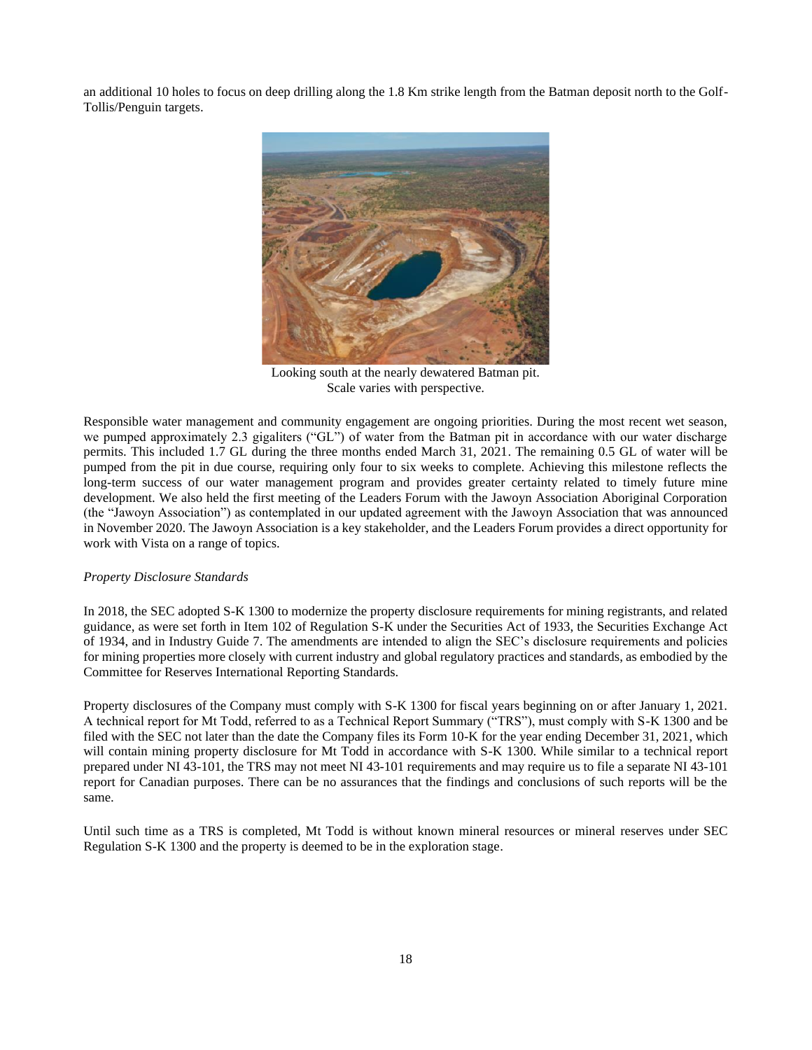an additional 10 holes to focus on deep drilling along the 1.8 Km strike length from the Batman deposit north to the Golf-Tollis/Penguin targets.

Looking south at the nearly dewatered Batman pit.
Scale varies with perspective.

Responsible water management and community engagement are ongoing priorities. During the most recent wet season, we pumped approximately 2.3 gigaliters ("GL") of water from the Batman pit in accordance with our water discharge permits. This included 1.7 GL during the three months ended March 31, 2021. The remaining 0.5 GL of water will be pumped from the pit in due course, requiring only four to six weeks to complete. Achieving this milestone reflects the long-term success of our water management program and provides greater certainty related to timely future mine development. We also held the first meeting of the Leaders Forum with the Jawoyn Association Aboriginal Corporation (the "Jawoyn Association") as contemplated in our updated agreement with the Jawoyn Association that was announced in November 2020. The Jawoyn Association is a key stakeholder, and the Leaders Forum provides a direct opportunity for work with Vista on a range of topics.

*Property Disclosure Standards*

In 2018, the SEC adopted S-K 1300 to modernize the property disclosure requirements for mining registrants, and related guidance, as were set forth in Item 102 of Regulation S-K under the Securities Act of 1933, the Securities Exchange Act of 1934, and in Industry Guide 7. The amendments are intended to align the SEC's disclosure requirements and policies for mining properties more closely with current industry and global regulatory practices and standards, as embodied by the Committee for Reserves International Reporting Standards.

Property disclosures of the Company must comply with S-K 1300 for fiscal years beginning on or after January 1, 2021. A technical report for Mt Todd, referred to as a Technical Report Summary ("TRS"), must comply with S-K 1300 and be filed with the SEC not later than the date the Company files its Form 10-K for the year ending December 31, 2021, which will contain mining property disclosure for Mt Todd in accordance with S-K 1300. While similar to a technical report prepared under NI 43-101, the TRS may not meet NI 43-101 requirements and may require us to file a separate NI 43-101 report for Canadian purposes. There can be no assurances that the findings and conclusions of such reports will be the same.

Until such time as a TRS is completed, Mt Todd is without known mineral resources or mineral reserves under SEC Regulation S-K 1300 and the property is deemed to be in the exploration stage.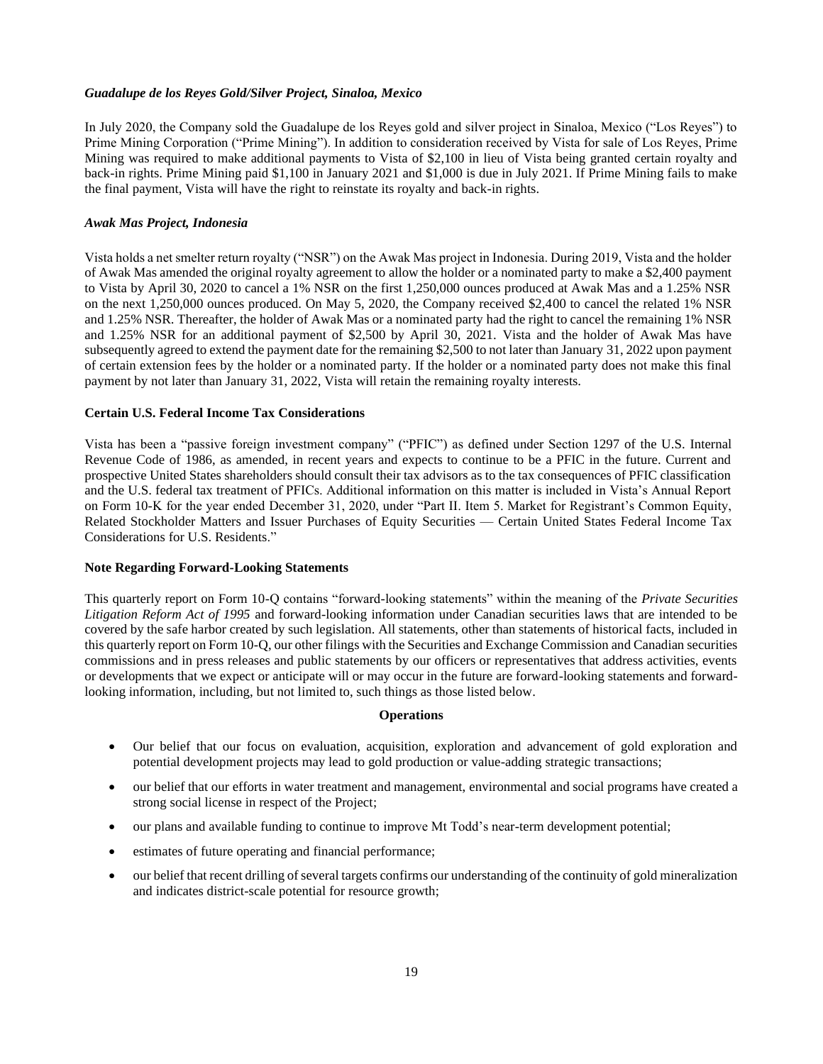*Guadalupe de los Reyes Gold/Silver Project, Sinaloa, Mexico*

In July 2020, the Company sold the Guadalupe de los Reyes gold and silver project in Sinaloa, Mexico ("Los Reyes") to Prime Mining Corporation ("Prime Mining"). In addition to consideration received by Vista for sale of Los Reyes, Prime Mining was required to make additional payments to Vista of $2,100 in lieu of Vista being granted certain royalty and back-in rights. Prime Mining paid $1,100 in January 2021 and $1,000 is due in July 2021. If Prime Mining fails to make the final payment, Vista will have the right to reinstate its royalty and back-in rights.

*Awak Mas Project, Indonesia*

Vista holds a net smelter return royalty ("NSR") on the Awak Mas project in Indonesia. During 2019, Vista and the holder of Awak Mas amended the original royalty agreement to allow the holder or a nominated party to make a $2,400 payment to Vista by April 30, 2020 to cancel a 1% NSR on the first 1,250,000 ounces produced at Awak Mas and a 1.25% NSR on the next 1,250,000 ounces produced. On May 5, 2020, the Company received $2,400 to cancel the related 1% NSR and 1.25% NSR. Thereafter, the holder of Awak Mas or a nominated party had the right to cancel the remaining 1% NSR and 1.25% NSR for an additional payment of $2,500 by April 30, 2021. Vista and the holder of Awak Mas have subsequently agreed to extend the payment date for the remaining $2,500 to not later than January 31, 2022 upon payment of certain extension fees by the holder or a nominated party. If the holder or a nominated party does not make this final payment by not later than January 31, 2022, Vista will retain the remaining royalty interests.

**Certain U.S. Federal Income Tax Considerations**

Vista has been a "passive foreign investment company" ("PFIC") as defined under Section 1297 of the U.S. Internal Revenue Code of 1986, as amended, in recent years and expects to continue to be a PFIC in the future. Current and prospective United States shareholders should consult their tax advisors as to the tax consequences of PFIC classification and the U.S. federal tax treatment of PFICs. Additional information on this matter is included in Vista's Annual Report on Form 10-K for the year ended December 31, 2020, under "Part II. Item 5. Market for Registrant's Common Equity, Related Stockholder Matters and Issuer Purchases of Equity Securities — Certain United States Federal Income Tax Considerations for U.S. Residents."

**Note Regarding Forward-Looking Statements**

This quarterly report on Form 10-Q contains "forward-looking statements" within the meaning of the *Private Securities Litigation Reform Act of 1995* and forward-looking information under Canadian securities laws that are intended to be covered by the safe harbor created by such legislation. All statements, other than statements of historical facts, included in this quarterly report on Form 10-Q, our other filings with the Securities and Exchange Commission and Canadian securities commissions and in press releases and public statements by our officers or representatives that address activities, events or developments that we expect or anticipate will or may occur in the future are forward-looking statements and forward-looking information, including, but not limited to, such things as those listed below.

**Operations**

- Our belief that our focus on evaluation, acquisition, exploration and advancement of gold exploration and potential development projects may lead to gold production or value-adding strategic transactions;
- our belief that our efforts in water treatment and management, environmental and social programs have created a strong social license in respect of the Project;
- our plans and available funding to continue to improve Mt Todd's near-term development potential;
- estimates of future operating and financial performance;
- our belief that recent drilling of several targets confirms our understanding of the continuity of gold mineralization and indicates district-scale potential for resource growth;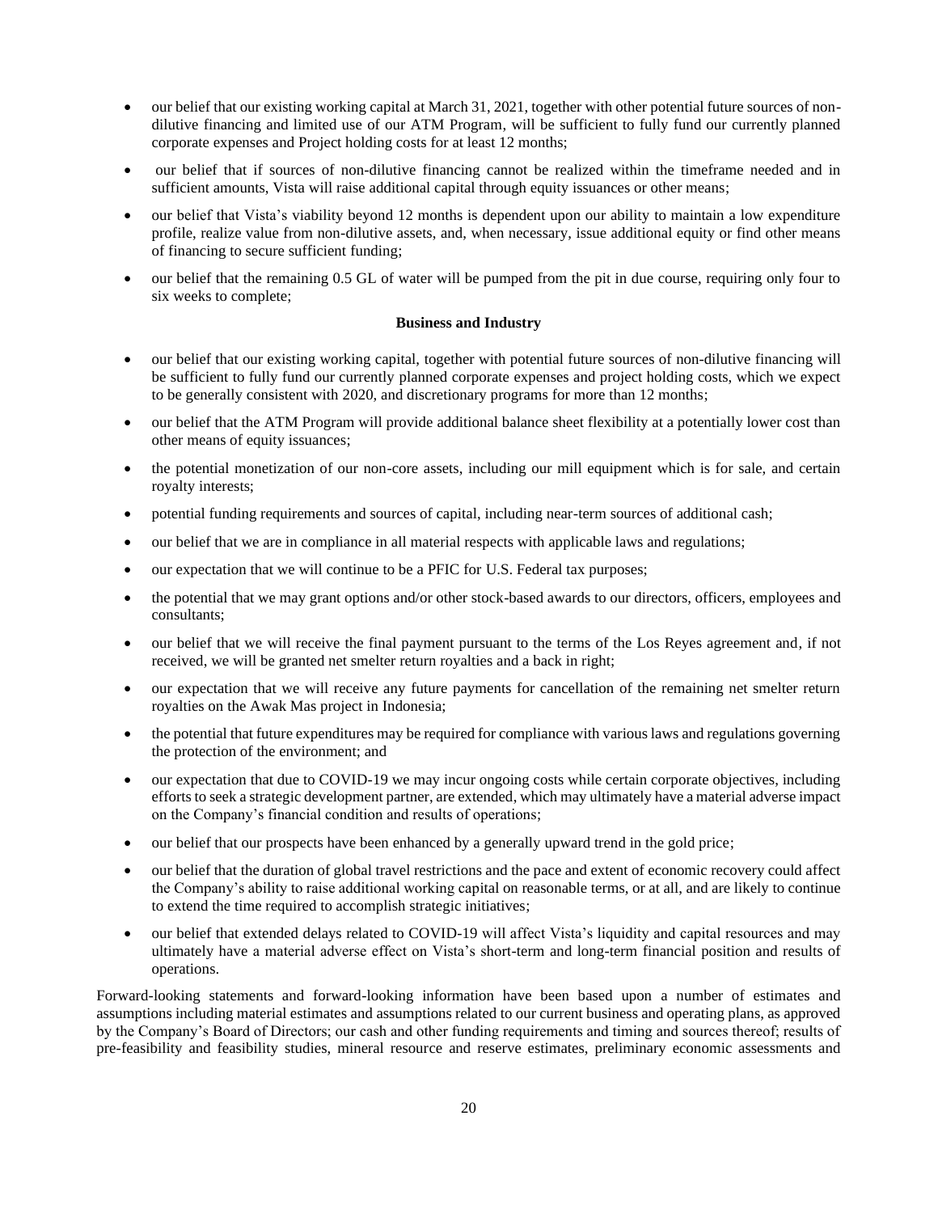- our belief that our existing working capital at March 31, 2021, together with other potential future sources of non-dilutive financing and limited use of our ATM Program, will be sufficient to fully fund our currently planned corporate expenses and Project holding costs for at least 12 months;
- our belief that if sources of non-dilutive financing cannot be realized within the timeframe needed and in sufficient amounts, Vista will raise additional capital through equity issuances or other means;
- our belief that Vista's viability beyond 12 months is dependent upon our ability to maintain a low expenditure profile, realize value from non-dilutive assets, and, when necessary, issue additional equity or find other means of financing to secure sufficient funding;
- our belief that the remaining 0.5 GL of water will be pumped from the pit in due course, requiring only four to six weeks to complete;

**Business and Industry**

- our belief that our existing working capital, together with potential future sources of non-dilutive financing will be sufficient to fully fund our currently planned corporate expenses and project holding costs, which we expect to be generally consistent with 2020, and discretionary programs for more than 12 months;
- our belief that the ATM Program will provide additional balance sheet flexibility at a potentially lower cost than other means of equity issuances;
- the potential monetization of our non-core assets, including our mill equipment which is for sale, and certain royalty interests;
- potential funding requirements and sources of capital, including near-term sources of additional cash;
- our belief that we are in compliance in all material respects with applicable laws and regulations;
- our expectation that we will continue to be a PFIC for U.S. Federal tax purposes;
- the potential that we may grant options and/or other stock-based awards to our directors, officers, employees and consultants;
- our belief that we will receive the final payment pursuant to the terms of the Los Reyes agreement and, if not received, we will be granted net smelter return royalties and a back in right;
- our expectation that we will receive any future payments for cancellation of the remaining net smelter return royalties on the Awak Mas project in Indonesia;
- the potential that future expenditures may be required for compliance with various laws and regulations governing the protection of the environment; and
- our expectation that due to COVID-19 we may incur ongoing costs while certain corporate objectives, including efforts to seek a strategic development partner, are extended, which may ultimately have a material adverse impact on the Company's financial condition and results of operations;
- our belief that our prospects have been enhanced by a generally upward trend in the gold price;
- our belief that the duration of global travel restrictions and the pace and extent of economic recovery could affect the Company's ability to raise additional working capital on reasonable terms, or at all, and are likely to continue to extend the time required to accomplish strategic initiatives;
- our belief that extended delays related to COVID-19 will affect Vista's liquidity and capital resources and may ultimately have a material adverse effect on Vista's short-term and long-term financial position and results of operations.

Forward-looking statements and forward-looking information have been based upon a number of estimates and assumptions including material estimates and assumptions related to our current business and operating plans, as approved by the Company's Board of Directors; our cash and other funding requirements and timing and sources thereof; results of pre-feasibility and feasibility studies, mineral resource and reserve estimates, preliminary economic assessments and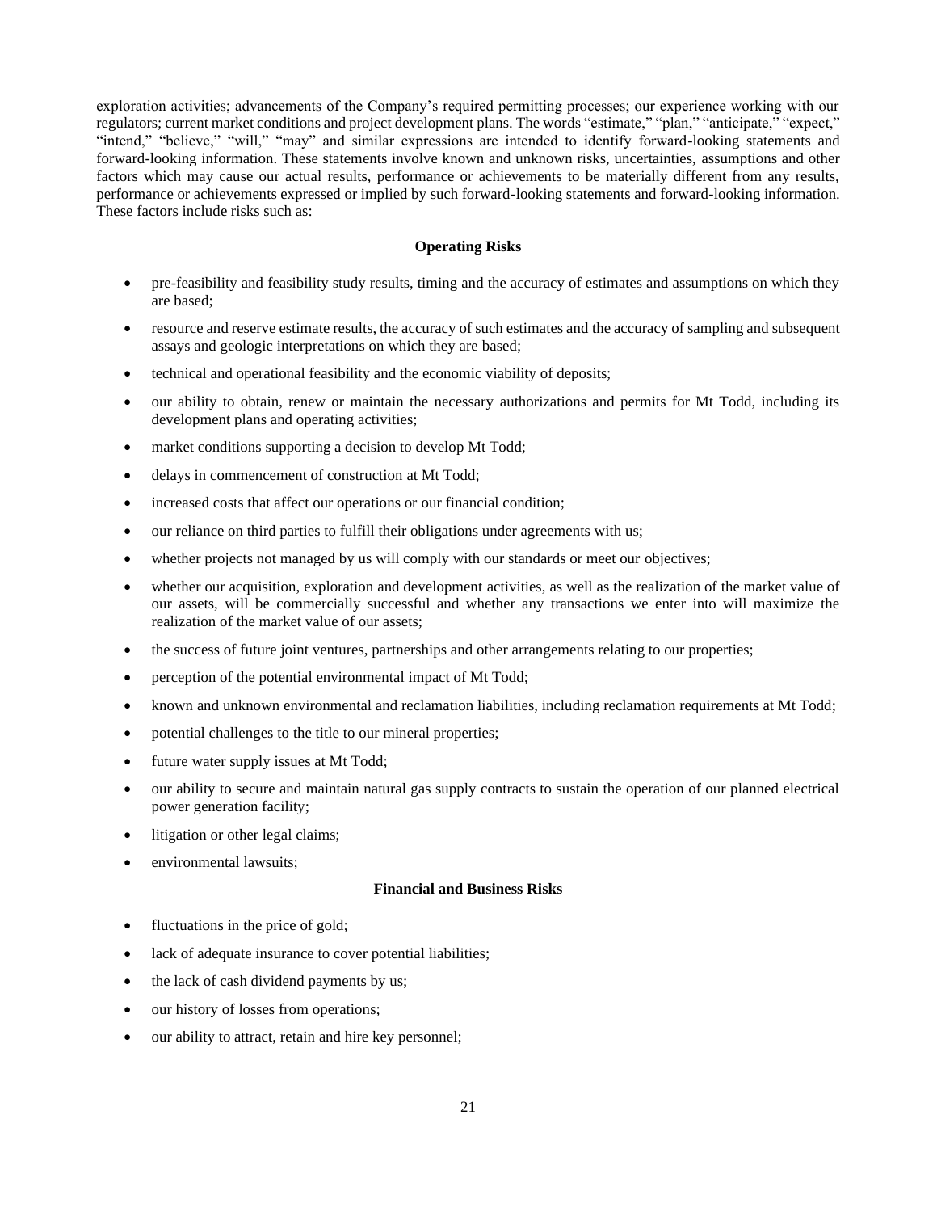exploration activities; advancements of the Company's required permitting processes; our experience working with our regulators; current market conditions and project development plans. The words "estimate," "plan," "anticipate," "expect," "intend," "believe," "will," "may" and similar expressions are intended to identify forward-looking statements and forward-looking information. These statements involve known and unknown risks, uncertainties, assumptions and other factors which may cause our actual results, performance or achievements to be materially different from any results, performance or achievements expressed or implied by such forward-looking statements and forward-looking information. These factors include risks such as:

**Operating Risks**

- pre-feasibility and feasibility study results, timing and the accuracy of estimates and assumptions on which they are based;
- resource and reserve estimate results, the accuracy of such estimates and the accuracy of sampling and subsequent assays and geologic interpretations on which they are based;
- technical and operational feasibility and the economic viability of deposits;
- our ability to obtain, renew or maintain the necessary authorizations and permits for Mt Todd, including its development plans and operating activities;
- market conditions supporting a decision to develop Mt Todd;
- delays in commencement of construction at Mt Todd;
- increased costs that affect our operations or our financial condition;
- our reliance on third parties to fulfill their obligations under agreements with us;
- whether projects not managed by us will comply with our standards or meet our objectives;
- whether our acquisition, exploration and development activities, as well as the realization of the market value of our assets, will be commercially successful and whether any transactions we enter into will maximize the realization of the market value of our assets;
- the success of future joint ventures, partnerships and other arrangements relating to our properties;
- perception of the potential environmental impact of Mt Todd;
- known and unknown environmental and reclamation liabilities, including reclamation requirements at Mt Todd;
- potential challenges to the title to our mineral properties;
- future water supply issues at Mt Todd;
- our ability to secure and maintain natural gas supply contracts to sustain the operation of our planned electrical power generation facility;
- litigation or other legal claims;
- environmental lawsuits;

**Financial and Business Risks**

- fluctuations in the price of gold;
- lack of adequate insurance to cover potential liabilities;
- the lack of cash dividend payments by us;
- our history of losses from operations;
- our ability to attract, retain and hire key personnel;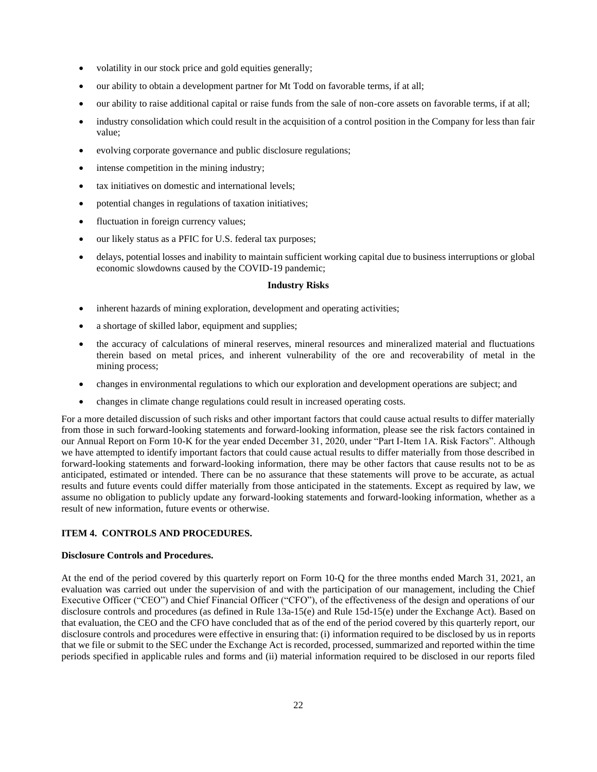- volatility in our stock price and gold equities generally;
- our ability to obtain a development partner for Mt Todd on favorable terms, if at all;
- our ability to raise additional capital or raise funds from the sale of non-core assets on favorable terms, if at all;
- industry consolidation which could result in the acquisition of a control position in the Company for less than fair value;
- evolving corporate governance and public disclosure regulations;
- intense competition in the mining industry;
- tax initiatives on domestic and international levels;
- potential changes in regulations of taxation initiatives;
- fluctuation in foreign currency values;
- our likely status as a PFIC for U.S. federal tax purposes;
- delays, potential losses and inability to maintain sufficient working capital due to business interruptions or global economic slowdowns caused by the COVID-19 pandemic;

**Industry Risks**

- inherent hazards of mining exploration, development and operating activities;
- a shortage of skilled labor, equipment and supplies;
- the accuracy of calculations of mineral reserves, mineral resources and mineralized material and fluctuations therein based on metal prices, and inherent vulnerability of the ore and recoverability of metal in the mining process;
- changes in environmental regulations to which our exploration and development operations are subject; and
- changes in climate change regulations could result in increased operating costs.

For a more detailed discussion of such risks and other important factors that could cause actual results to differ materially from those in such forward-looking statements and forward-looking information, please see the risk factors contained in our Annual Report on Form 10-K for the year ended December 31, 2020, under "Part I-Item 1A. Risk Factors". Although we have attempted to identify important factors that could cause actual results to differ materially from those described in forward-looking statements and forward-looking information, there may be other factors that cause results not to be as anticipated, estimated or intended. There can be no assurance that these statements will prove to be accurate, as actual results and future events could differ materially from those anticipated in the statements. Except as required by law, we assume no obligation to publicly update any forward-looking statements and forward-looking information, whether as a result of new information, future events or otherwise.

## ITEM 4. CONTROLS AND PROCEDURES.

**Disclosure Controls and Procedures.**

At the end of the period covered by this quarterly report on Form 10-Q for the three months ended March 31, 2021, an evaluation was carried out under the supervision of and with the participation of our management, including the Chief Executive Officer ("CEO") and Chief Financial Officer ("CFO"), of the effectiveness of the design and operations of our disclosure controls and procedures (as defined in Rule 13a-15(e) and Rule 15d-15(e) under the Exchange Act). Based on that evaluation, the CEO and the CFO have concluded that as of the end of the period covered by this quarterly report, our disclosure controls and procedures were effective in ensuring that: (i) information required to be disclosed by us in reports that we file or submit to the SEC under the Exchange Act is recorded, processed, summarized and reported within the time periods specified in applicable rules and forms and (ii) material information required to be disclosed in our reports filed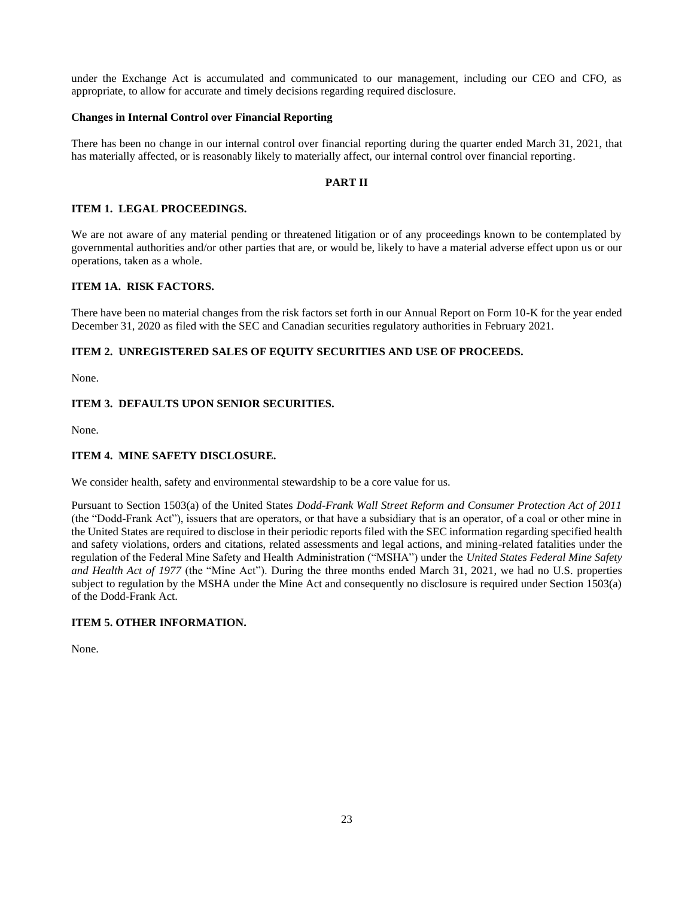under the Exchange Act is accumulated and communicated to our management, including our CEO and CFO, as appropriate, to allow for accurate and timely decisions regarding required disclosure.

**Changes in Internal Control over Financial Reporting**

There has been no change in our internal control over financial reporting during the quarter ended March 31, 2021, that has materially affected, or is reasonably likely to materially affect, our internal control over financial reporting.

## PART II

### ITEM 1. LEGAL PROCEEDINGS.

We are not aware of any material pending or threatened litigation or of any proceedings known to be contemplated by governmental authorities and/or other parties that are, or would be, likely to have a material adverse effect upon us or our operations, taken as a whole.

### ITEM 1A. RISK FACTORS.

There have been no material changes from the risk factors set forth in our Annual Report on Form 10-K for the year ended December 31, 2020 as filed with the SEC and Canadian securities regulatory authorities in February 2021.

### ITEM 2. UNREGISTERED SALES OF EQUITY SECURITIES AND USE OF PROCEEDS.

None.

### ITEM 3. DEFAULTS UPON SENIOR SECURITIES.

None.

### ITEM 4. MINE SAFETY DISCLOSURE.

We consider health, safety and environmental stewardship to be a core value for us.

Pursuant to Section 1503(a) of the United States *Dodd-Frank Wall Street Reform and Consumer Protection Act of 2011* (the "Dodd-Frank Act"), issuers that are operators, or that have a subsidiary that is an operator, of a coal or other mine in the United States are required to disclose in their periodic reports filed with the SEC information regarding specified health and safety violations, orders and citations, related assessments and legal actions, and mining-related fatalities under the regulation of the Federal Mine Safety and Health Administration ("MSHA") under the *United States Federal Mine Safety and Health Act of 1977* (the "Mine Act"). During the three months ended March 31, 2021, we had no U.S. properties subject to regulation by the MSHA under the Mine Act and consequently no disclosure is required under Section 1503(a) of the Dodd-Frank Act.

### ITEM 5. OTHER INFORMATION.

None.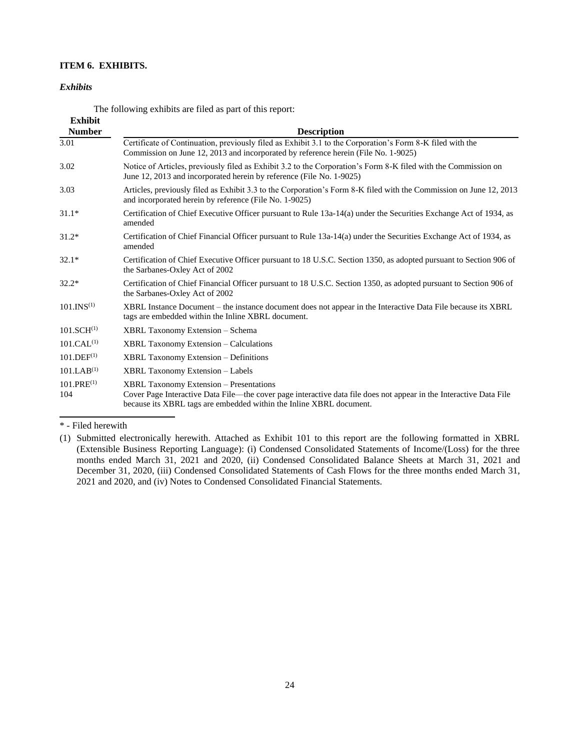**ITEM 6. EXHIBITS.**

***Exhibits***

The following exhibits are filed as part of this report:

| Exhibit Number | Description |
|---|---|
| 3.01 | Certificate of Continuation, previously filed as Exhibit 3.1 to the Corporation's Form 8-K filed with the Commission on June 12, 2013 and incorporated by reference herein (File No. 1-9025) |
| 3.02 | Notice of Articles, previously filed as Exhibit 3.2 to the Corporation's Form 8-K filed with the Commission on June 12, 2013 and incorporated herein by reference (File No. 1-9025) |
| 3.03 | Articles, previously filed as Exhibit 3.3 to the Corporation's Form 8-K filed with the Commission on June 12, 2013 and incorporated herein by reference (File No. 1-9025) |
| 31.1* | Certification of Chief Executive Officer pursuant to Rule 13a-14(a) under the Securities Exchange Act of 1934, as amended |
| 31.2* | Certification of Chief Financial Officer pursuant to Rule 13a-14(a) under the Securities Exchange Act of 1934, as amended |
| 32.1* | Certification of Chief Executive Officer pursuant to 18 U.S.C. Section 1350, as adopted pursuant to Section 906 of the Sarbanes-Oxley Act of 2002 |
| 32.2* | Certification of Chief Financial Officer pursuant to 18 U.S.C. Section 1350, as adopted pursuant to Section 906 of the Sarbanes-Oxley Act of 2002 |
| 101.INS(1) | XBRL Instance Document – the instance document does not appear in the Interactive Data File because its XBRL tags are embedded within the Inline XBRL document. |
| 101.SCH(1) | XBRL Taxonomy Extension – Schema |
| 101.CAL(1) | XBRL Taxonomy Extension – Calculations |
| 101.DEF(1) | XBRL Taxonomy Extension – Definitions |
| 101.LAB(1) | XBRL Taxonomy Extension – Labels |
| 101.PRE(1) | XBRL Taxonomy Extension – Presentations |
| 104 | Cover Page Interactive Data File—the cover page interactive data file does not appear in the Interactive Data File because its XBRL tags are embedded within the Inline XBRL document. |

\* - Filed herewith

(1) Submitted electronically herewith. Attached as Exhibit 101 to this report are the following formatted in XBRL (Extensible Business Reporting Language): (i) Condensed Consolidated Statements of Income/(Loss) for the three months ended March 31, 2021 and 2020, (ii) Condensed Consolidated Balance Sheets at March 31, 2021 and December 31, 2020, (iii) Condensed Consolidated Statements of Cash Flows for the three months ended March 31, 2021 and 2020, and (iv) Notes to Condensed Consolidated Financial Statements.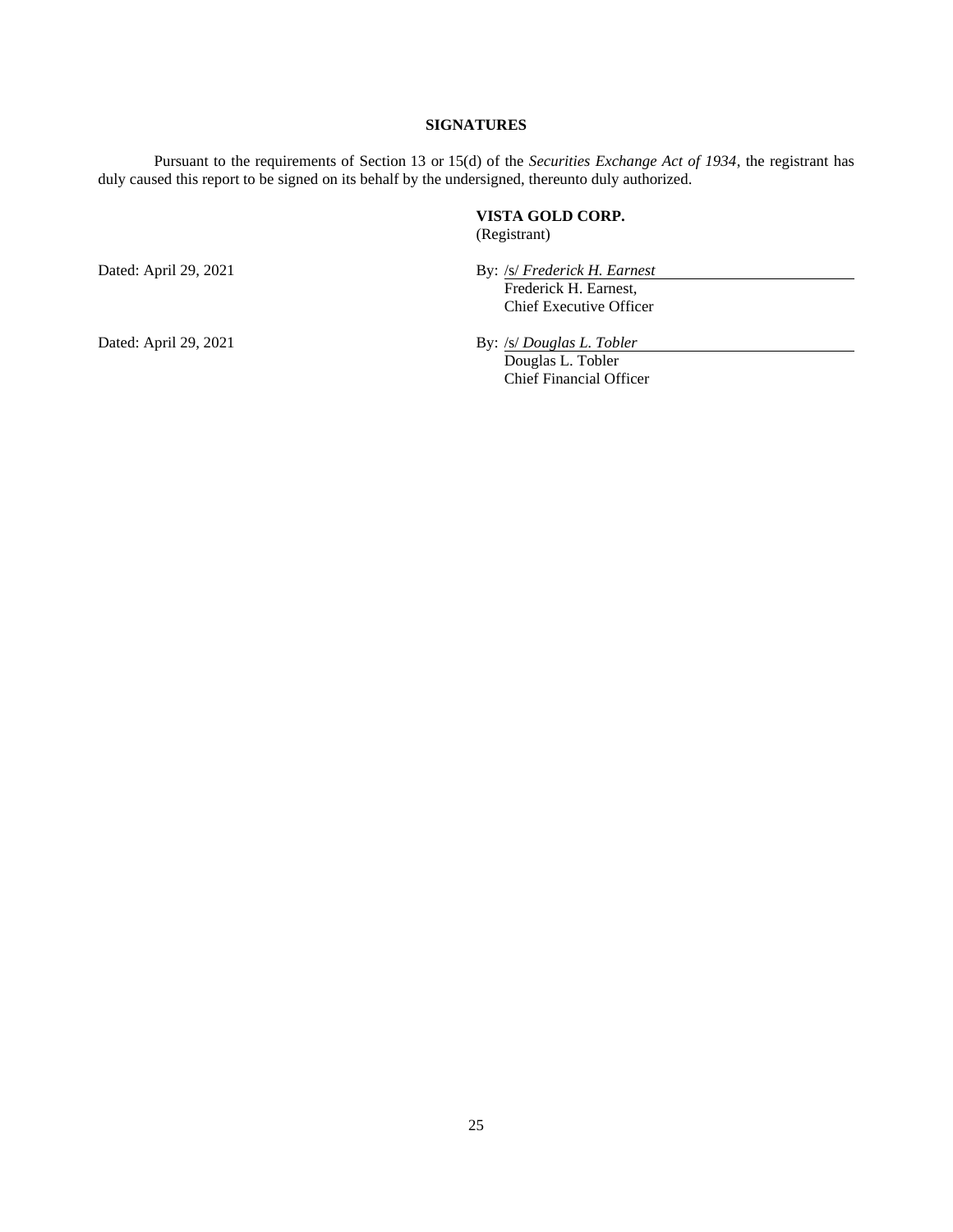**SIGNATURES**

Pursuant to the requirements of Section 13 or 15(d) of the *Securities Exchange Act of 1934*, the registrant has duly caused this report to be signed on its behalf by the undersigned, thereunto duly authorized.

**VISTA GOLD CORP.**
(Registrant)

Dated: April 29, 2021

By: /s/ *Frederick H. Earnest*
Frederick H. Earnest,
Chief Executive Officer

Dated: April 29, 2021

By: /s/ *Douglas L. Tobler*
Douglas L. Tobler
Chief Financial Officer